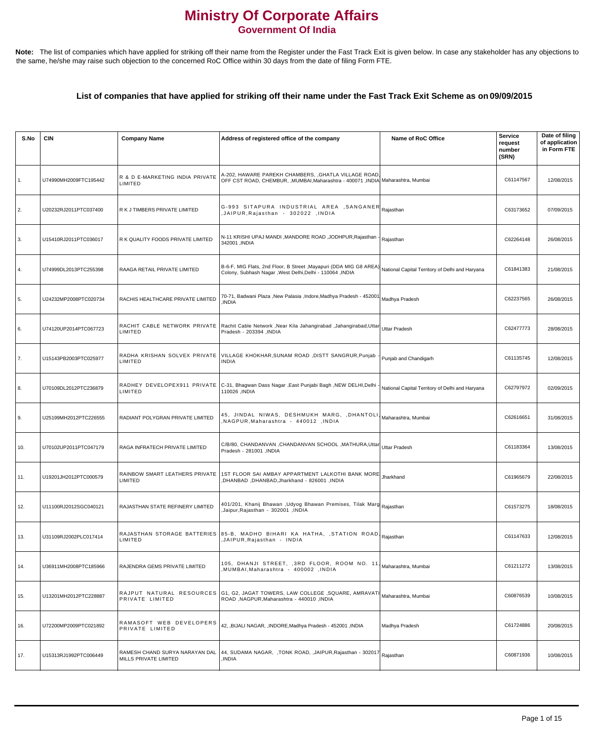# Ministry Of Corporate Affairs

## Government Of India

**Note:** The list of companies which have applied for striking off their name from the Register under the Fast Track Exit is given below. In case any stakeholder has any objections to the same, he/she may raise such objection to the concerned RoC Office within 30 days from the date of filing Form FTE.

### List of companies that have applied for striking off their name under the Fast Track Exit Scheme as on 09/09/2015

| S.No | CIN | Company Name | Address of registered office of the company | Name of RoC Office | Service request number (SRN) | Date of filing of application in Form FTE |
|---|---|---|---|---|---|---|
| 1. | U74990MH2009FTC195442 | R & D E-MARKETING INDIA PRIVATE LIMITED | A-202, HAWARE PAREKH CHAMBERS, ,GHATLA VILLAGE ROAD, OFF CST ROAD, CHEMBUR, ,MUMBAI,Maharashtra - 400071 ,INDIA | Maharashtra, Mumbai | C61147567 | 12/08/2015 |
| 2. | U20232RJ2011PTC037400 | R K J TIMBERS PRIVATE LIMITED | G-993 SITAPURA INDUSTRIAL AREA ,SANGANER ,JAIPUR,Rajasthan - 302022 ,INDIA | Rajasthan | C63173652 | 07/09/2015 |
| 3. | U15410RJ2011PTC036017 | R K QUALITY FOODS PRIVATE LIMITED | N-11 KRISHI UPAJ MANDI ,MANDORE ROAD ,JODHPUR,Rajasthan - 342001 ,INDIA | Rajasthan | C62264148 | 26/08/2015 |
| 4. | U74999DL2013PTC255398 | RAAGA RETAIL PRIVATE LIMITED | B-6-F, MIG Flats, 2nd Floor, B Street ,Mayapuri (DDA MIG G8 AREA) Colony, Subhash Nagar ,West Delhi,Delhi - 110064 ,INDIA | National Capital Territory of Delhi and Haryana | C61841383 | 21/08/2015 |
| 5. | U24232MP2008PTC020734 | RACHIS HEALTHCARE PRIVATE LIMITED | 70-71, Badwani Plaza ,New Palasia ,Indore,Madhya Pradesh - 452001 ,INDIA | Madhya Pradesh | C62237565 | 26/08/2015 |
| 6. | U74120UP2014PTC067723 | RACHIT CABLE NETWORK PRIVATE LIMITED | Rachit Cable Network ,Near Kila Jahangirabad ,Jahangirabad,Uttar Pradesh - 203394 ,INDIA | Uttar Pradesh | C62477773 | 28/08/2015 |
| 7. | U15143PB2003PTC025977 | RADHA KRISHAN SOLVEX PRIVATE LIMITED | VILLAGE KHOKHAR,SUNAM ROAD ,DISTT SANGRUR,Punjab - INDIA | Punjab and Chandigarh | C61135745 | 12/08/2015 |
| 8. | U70109DL2012PTC236879 | RADHEY DEVELOPEX911 PRIVATE LIMITED | C-31, Bhagwan Dass Nagar ,East Punjabi Bagh ,NEW DELHI,Delhi - 110026 ,INDIA | National Capital Territory of Delhi and Haryana | C62797972 | 02/09/2015 |
| 9. | U25199MH2012PTC226555 | RADIANT POLYGRAN PRIVATE LIMITED | 45, JINDAL NIWAS, DESHMUKH MARG, ,DHANTOLI ,NAGPUR,Maharashtra - 440012 ,INDIA | Maharashtra, Mumbai | C62616651 | 31/08/2015 |
| 10. | U70102UP2011PTC047179 | RAGA INFRATECH PRIVATE LIMITED | C/B/80, CHANDANVAN ,CHANDANVAN SCHOOL ,MATHURA,Uttar Pradesh - 281001 ,INDIA | Uttar Pradesh | C61183364 | 13/08/2015 |
| 11. | U19201JH2012PTC000579 | RAINBOW SMART LEATHERS PRIVATE LIMITED | 1ST FLOOR SAI AMBAY APPARTMENT LALKOTHI BANK MORE ,DHANBAD ,DHANBAD,Jharkhand - 826001 ,INDIA | Jharkhand | C61965679 | 22/08/2015 |
| 12. | U11100RJ2012SGC040121 | RAJASTHAN STATE REFINERY LIMITED | 401/201, Khanij Bhawan ,Udyog Bhawan Premises, Tilak Marg ,Jaipur,Rajasthan - 302001 ,INDIA | Rajasthan | C61573275 | 18/08/2015 |
| 13. | U31109RJ2002PLC017414 | RAJASTHAN STORAGE BATTERIES LIMITED | 85-B, MADHO BIHARI KA HATHA, ,STATION ROAD ,JAIPUR,Rajasthan - INDIA | Rajasthan | C61147633 | 12/08/2015 |
| 14. | U36911MH2008PTC185966 | RAJENDRA GEMS PRIVATE LIMITED | 105, DHANJI STREET, ,3RD FLOOR, ROOM NO. 11 ,MUMBAI,Maharashtra - 400002 ,INDIA | Maharashtra, Mumbai | C61211272 | 13/08/2015 |
| 15. | U13201MH2012PTC228887 | RAJPUT NATURAL RESOURCES PRIVATE LIMITED | G1, G2, JAGAT TOWERS, LAW COLLEGE ,SQUARE, AMRAVATI ROAD ,NAGPUR,Maharashtra - 440010 ,INDIA | Maharashtra, Mumbai | C60876539 | 10/08/2015 |
| 16. | U72200MP2009PTC021892 | RAMASOFT WEB DEVELOPERS PRIVATE LIMITED | 42, ,BIJALI NAGAR, ,INDORE,Madhya Pradesh - 452001 ,INDIA | Madhya Pradesh | C61724886 | 20/08/2015 |
| 17. | U15313RJ1992PTC006449 | RAMESH CHAND SURYA NARAYAN DAL MILLS PRIVATE LIMITED | 44, SUDAMA NAGAR, ,TONK ROAD, ,JAIPUR,Rajasthan - 302017 ,INDIA | Rajasthan | C60871936 | 10/08/2015 |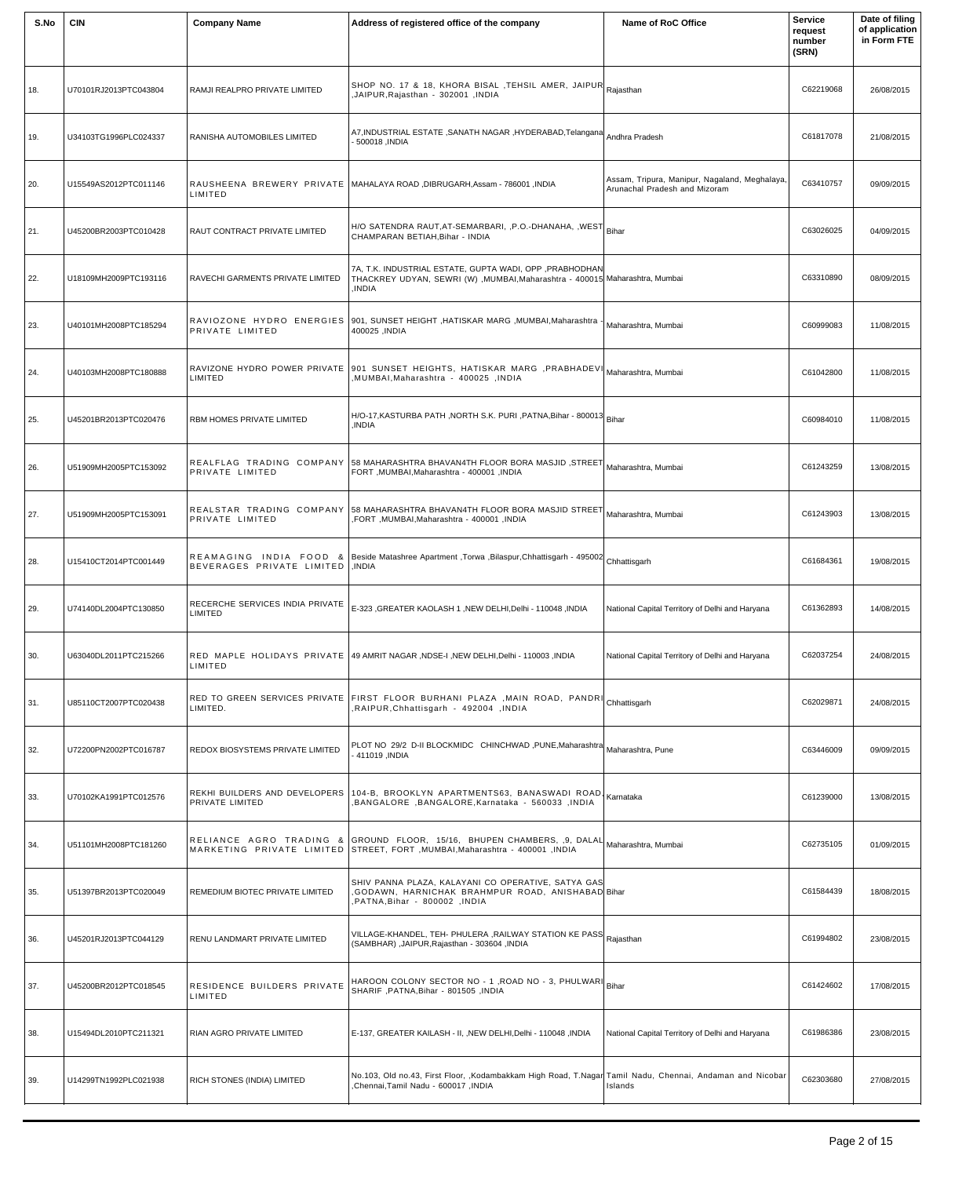| S.No | CIN | Company Name | Address of registered office of the company | Name of RoC Office | Service request number (SRN) | Date of filing of application in Form FTE |
|---|---|---|---|---|---|---|
| 18. | U70101RJ2013PTC043804 | RAMJI REALPRO PRIVATE LIMITED | SHOP NO. 17 & 18, KHORA BISAL ,TEHSIL AMER, JAIPUR ,JAIPUR,Rajasthan - 302001 ,INDIA | Rajasthan | C62219068 | 26/08/2015 |
| 19. | U34103TG1996PLC024337 | RANISHA AUTOMOBILES LIMITED | A7,INDUSTRIAL ESTATE ,SANATH NAGAR ,HYDERABAD,Telangana - 500018 ,INDIA | Andhra Pradesh | C61817078 | 21/08/2015 |
| 20. | U15549AS2012PTC011146 | RAUSHEENA BREWERY PRIVATE LIMITED | MAHALAYA ROAD ,DIBRUGARH,Assam - 786001 ,INDIA | Assam, Tripura, Manipur, Nagaland, Meghalaya, Arunachal Pradesh and Mizoram | C63410757 | 09/09/2015 |
| 21. | U45200BR2003PTC010428 | RAUT CONTRACT PRIVATE LIMITED | H/O SATENDRA RAUT,AT-SEMARBARI, ,P.O.-DHANAHA, ,WEST CHAMPARAN BETIAH,Bihar - INDIA | Bihar | C63026025 | 04/09/2015 |
| 22. | U18109MH2009PTC193116 | RAVECHI GARMENTS PRIVATE LIMITED | 7A, T.K. INDUSTRIAL ESTATE, GUPTA WADI, OPP ,PRABHODHAN THACKREY UDYAN, SEWRI (W) ,MUMBAI,Maharashtra - 400015 ,INDIA | Maharashtra, Mumbai | C63310890 | 08/09/2015 |
| 23. | U40101MH2008PTC185294 | RAVIOZONE HYDRO ENERGIES PRIVATE LIMITED | 901, SUNSET HEIGHT ,HATISKAR MARG ,MUMBAI,Maharashtra - 400025 ,INDIA | Maharashtra, Mumbai | C60999083 | 11/08/2015 |
| 24. | U40103MH2008PTC180888 | RAVIZONE HYDRO POWER PRIVATE LIMITED | 901 SUNSET HEIGHTS, HATISKAR MARG ,PRABHADEVI ,MUMBAI,Maharashtra - 400025 ,INDIA | Maharashtra, Mumbai | C61042800 | 11/08/2015 |
| 25. | U45201BR2013PTC020476 | RBM HOMES PRIVATE LIMITED | H/O-17,KASTURBA PATH ,NORTH S.K. PURI ,PATNA,Bihar - 800013 ,INDIA | Bihar | C60984010 | 11/08/2015 |
| 26. | U51909MH2005PTC153092 | REALFLAG TRADING COMPANY PRIVATE LIMITED | 58 MAHARASHTRA BHAVAN4TH FLOOR BORA MASJID ,STREET FORT ,MUMBAI,Maharashtra - 400001 ,INDIA | Maharashtra, Mumbai | C61243259 | 13/08/2015 |
| 27. | U51909MH2005PTC153091 | REALSTAR TRADING COMPANY PRIVATE LIMITED | 58 MAHARASHTRA BHAVAN4TH FLOOR BORA MASJID STREET ,FORT ,MUMBAI,Maharashtra - 400001 ,INDIA | Maharashtra, Mumbai | C61243903 | 13/08/2015 |
| 28. | U15410CT2014PTC001449 | REAMAGING INDIA FOOD & BEVERAGES PRIVATE LIMITED | Beside Matashree Apartment ,Torwa ,Bilaspur,Chhattisgarh - 495002 ,INDIA | Chhattisgarh | C61684361 | 19/08/2015 |
| 29. | U74140DL2004PTC130850 | RECERCHE SERVICES INDIA PRIVATE LIMITED | E-323 ,GREATER KAOLASH 1 ,NEW DELHI,Delhi - 110048 ,INDIA | National Capital Territory of Delhi and Haryana | C61362893 | 14/08/2015 |
| 30. | U63040DL2011PTC215266 | RED MAPLE HOLIDAYS PRIVATE LIMITED | 49 AMRIT NAGAR ,NDSE-I ,NEW DELHI,Delhi - 110003 ,INDIA | National Capital Territory of Delhi and Haryana | C62037254 | 24/08/2015 |
| 31. | U85110CT2007PTC020438 | RED TO GREEN SERVICES PRIVATE LIMITED. | FIRST FLOOR BURHANI PLAZA ,MAIN ROAD, PANDRI ,RAIPUR,Chhattisgarh - 492004 ,INDIA | Chhattisgarh | C62029871 | 24/08/2015 |
| 32. | U72200PN2002PTC016787 | REDOX BIOSYSTEMS PRIVATE LIMITED | PLOT NO 29/2 D-II BLOCKMIDC CHINCHWAD ,PUNE,Maharashtra - 411019 ,INDIA | Maharashtra, Pune | C63446009 | 09/09/2015 |
| 33. | U70102KA1991PTC012576 | REKHI BUILDERS AND DEVELOPERS PRIVATE LIMITED | 104-B, BROOKLYN APARTMENTS63, BANASWADI ROAD ,BANGALORE ,BANGALORE,Karnataka - 560033 ,INDIA | Karnataka | C61239000 | 13/08/2015 |
| 34. | U51101MH2008PTC181260 | RELIANCE AGRO TRADING & MARKETING PRIVATE LIMITED | GROUND FLOOR, 15/16, BHUPEN CHAMBERS, ,9, DALAL STREET, FORT ,MUMBAI,Maharashtra - 400001 ,INDIA | Maharashtra, Mumbai | C62735105 | 01/09/2015 |
| 35. | U51397BR2013PTC020049 | REMEDIUM BIOTEC PRIVATE LIMITED | SHIV PANNA PLAZA, KALAYANI CO OPERATIVE, SATYA GAS ,GODAWN, HARNICHAK BRAHMPUR ROAD, ANISHABAD ,PATNA,Bihar - 800002 ,INDIA | Bihar | C61584439 | 18/08/2015 |
| 36. | U45201RJ2013PTC044129 | RENU LANDMART PRIVATE LIMITED | VILLAGE-KHANDEL, TEH- PHULERA ,RAILWAY STATION KE PASS (SAMBHAR) ,JAIPUR,Rajasthan - 303604 ,INDIA | Rajasthan | C61994802 | 23/08/2015 |
| 37. | U45200BR2012PTC018545 | RESIDENCE BUILDERS PRIVATE LIMITED | HAROON COLONY SECTOR NO - 1 ,ROAD NO - 3, PHULWARI SHARIF ,PATNA,Bihar - 801505 ,INDIA | Bihar | C61424602 | 17/08/2015 |
| 38. | U15494DL2010PTC211321 | RIAN AGRO PRIVATE LIMITED | E-137, GREATER KAILASH - II, ,NEW DELHI,Delhi - 110048 ,INDIA | National Capital Territory of Delhi and Haryana | C61986386 | 23/08/2015 |
| 39. | U14299TN1992PLC021938 | RICH STONES (INDIA) LIMITED | No.103, Old no.43, First Floor, ,Kodambakkam High Road, T.Nagar ,Chennai,Tamil Nadu - 600017 ,INDIA | Tamil Nadu, Chennai, Andaman and Nicobar Islands | C62303680 | 27/08/2015 |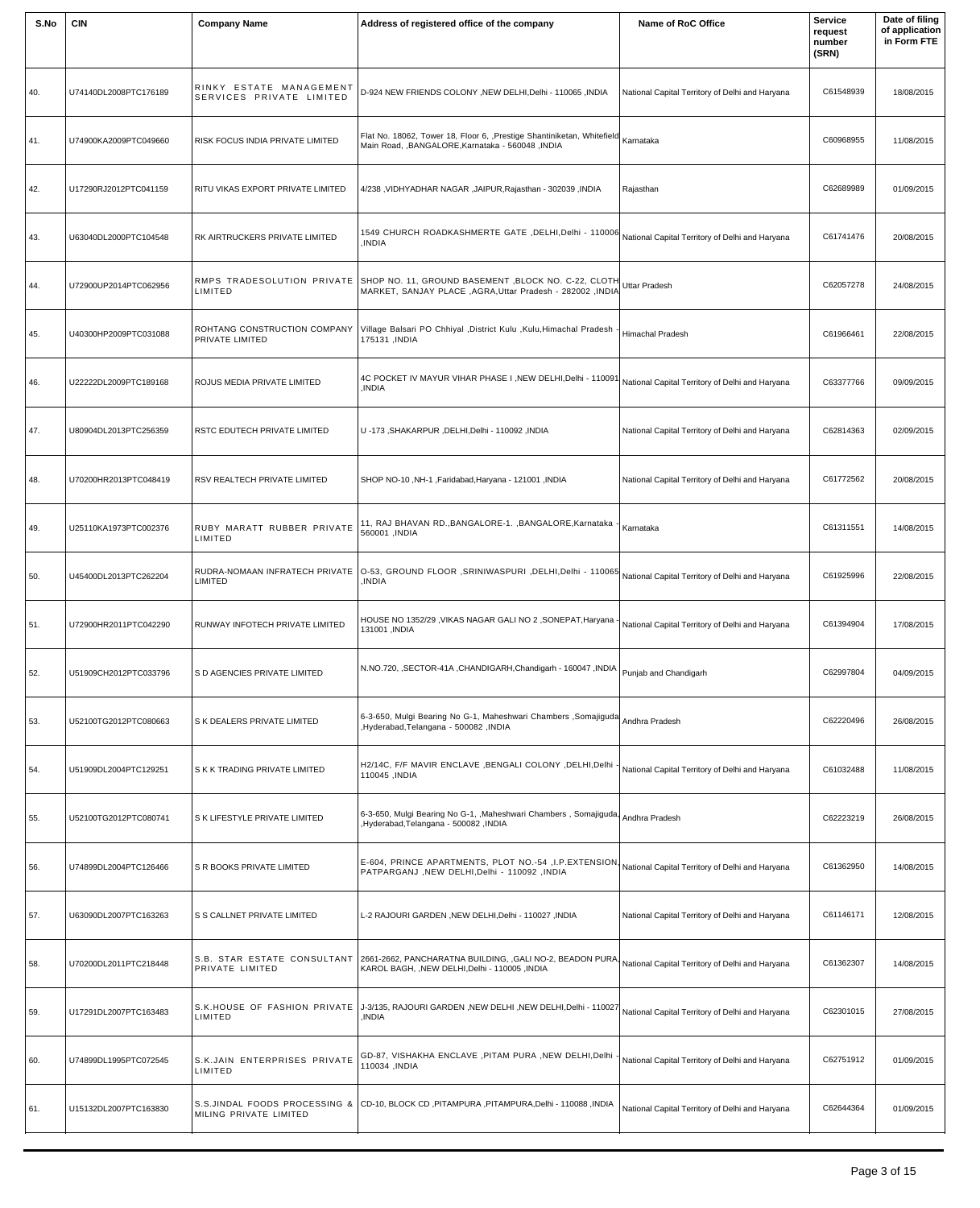| S.No | CIN | Company Name | Address of registered office of the company | Name of RoC Office | Service request number (SRN) | Date of filing of application in Form FTE |
|---|---|---|---|---|---|---|
| 40. | U74140DL2008PTC176189 | RINKY ESTATE MANAGEMENT SERVICES PRIVATE LIMITED | D-924 NEW FRIENDS COLONY ,NEW DELHI,Delhi - 110065 ,INDIA | National Capital Territory of Delhi and Haryana | C61548939 | 18/08/2015 |
| 41. | U74900KA2009PTC049660 | RISK FOCUS INDIA PRIVATE LIMITED | Flat No. 18062, Tower 18, Floor 6, ,Prestige Shantiniketan, Whitefield Main Road, ,BANGALORE,Karnataka - 560048 ,INDIA | Karnataka | C60968955 | 11/08/2015 |
| 42. | U17290RJ2012PTC041159 | RITU VIKAS EXPORT PRIVATE LIMITED | 4/238 ,VIDHYADHAR NAGAR ,JAIPUR,Rajasthan - 302039 ,INDIA | Rajasthan | C62689989 | 01/09/2015 |
| 43. | U63040DL2000PTC104548 | RK AIRTRUCKERS PRIVATE LIMITED | 1549 CHURCH ROADKASHMERTE GATE ,DELHI,Delhi - 110006 ,INDIA | National Capital Territory of Delhi and Haryana | C61741476 | 20/08/2015 |
| 44. | U72900UP2014PTC062956 | RMPS TRADESOLUTION PRIVATE LIMITED | SHOP NO. 11, GROUND BASEMENT ,BLOCK NO. C-22, CLOTH MARKET, SANJAY PLACE ,AGRA,Uttar Pradesh - 282002 ,INDIA | Uttar Pradesh | C62057278 | 24/08/2015 |
| 45. | U40300HP2009PTC031088 | ROHTANG CONSTRUCTION COMPANY PRIVATE LIMITED | Village Balsari PO Chhiyal ,District Kulu ,Kulu,Himachal Pradesh - 175131 ,INDIA | Himachal Pradesh | C61966461 | 22/08/2015 |
| 46. | U22222DL2009PTC189168 | ROJUS MEDIA PRIVATE LIMITED | 4C POCKET IV MAYUR VIHAR PHASE I ,NEW DELHI,Delhi - 110091 ,INDIA | National Capital Territory of Delhi and Haryana | C63377766 | 09/09/2015 |
| 47. | U80904DL2013PTC256359 | RSTC EDUTECH PRIVATE LIMITED | U -173 ,SHAKARPUR ,DELHI,Delhi - 110092 ,INDIA | National Capital Territory of Delhi and Haryana | C62814363 | 02/09/2015 |
| 48. | U70200HR2013PTC048419 | RSV REALTECH PRIVATE LIMITED | SHOP NO-10 ,NH-1 ,Faridabad,Haryana - 121001 ,INDIA | National Capital Territory of Delhi and Haryana | C61772562 | 20/08/2015 |
| 49. | U25110KA1973PTC002376 | RUBY MARATT RUBBER PRIVATE LIMITED | 11, RAJ BHAVAN RD.,BANGALORE-1. ,BANGALORE,Karnataka - 560001 ,INDIA | Karnataka | C61311551 | 14/08/2015 |
| 50. | U45400DL2013PTC262204 | RUDRA-NOMAAN INFRATECH PRIVATE LIMITED | O-53, GROUND FLOOR ,SRINIWASPURI ,DELHI,Delhi - 110065 ,INDIA | National Capital Territory of Delhi and Haryana | C61925996 | 22/08/2015 |
| 51. | U72900HR2011PTC042290 | RUNWAY INFOTECH PRIVATE LIMITED | HOUSE NO 1352/29 ,VIKAS NAGAR GALI NO 2 ,SONEPAT,Haryana - 131001 ,INDIA | National Capital Territory of Delhi and Haryana | C61394904 | 17/08/2015 |
| 52. | U51909CH2012PTC033796 | S D AGENCIES PRIVATE LIMITED | N.NO.720, ,SECTOR-41A ,CHANDIGARH,Chandigarh - 160047 ,INDIA | Punjab and Chandigarh | C62997804 | 04/09/2015 |
| 53. | U52100TG2012PTC080663 | S K DEALERS PRIVATE LIMITED | 6-3-650, Mulgi Bearing No G-1, Maheshwari Chambers ,Somajiguda ,Hyderabad,Telangana - 500082 ,INDIA | Andhra Pradesh | C62220496 | 26/08/2015 |
| 54. | U51909DL2004PTC129251 | S K K TRADING PRIVATE LIMITED | H2/14C, F/F MAVIR ENCLAVE ,BENGALI COLONY ,DELHI,Delhi - 110045 ,INDIA | National Capital Territory of Delhi and Haryana | C61032488 | 11/08/2015 |
| 55. | U52100TG2012PTC080741 | S K LIFESTYLE PRIVATE LIMITED | 6-3-650, Mulgi Bearing No G-1, ,Maheshwari Chambers , Somajiguda, ,Hyderabad,Telangana - 500082 ,INDIA | Andhra Pradesh | C62223219 | 26/08/2015 |
| 56. | U74899DL2004PTC126466 | S R BOOKS PRIVATE LIMITED | E-604, PRINCE APARTMENTS, PLOT NO.-54 ,I.P.EXTENSION, PATPARGANJ ,NEW DELHI,Delhi - 110092 ,INDIA | National Capital Territory of Delhi and Haryana | C61362950 | 14/08/2015 |
| 57. | U63090DL2007PTC163263 | S S CALLNET PRIVATE LIMITED | L-2 RAJOURI GARDEN ,NEW DELHI,Delhi - 110027 ,INDIA | National Capital Territory of Delhi and Haryana | C61146171 | 12/08/2015 |
| 58. | U70200DL2011PTC218448 | S.B. STAR ESTATE CONSULTANT PRIVATE LIMITED | 2661-2662, PANCHARATNA BUILDING, ,GALI NO-2, BEADON PURA, KAROL BAGH, ,NEW DELHI,Delhi - 110005 ,INDIA | National Capital Territory of Delhi and Haryana | C61362307 | 14/08/2015 |
| 59. | U17291DL2007PTC163483 | S.K.HOUSE OF FASHION PRIVATE LIMITED | J-3/135, RAJOURI GARDEN ,NEW DELHI ,NEW DELHI,Delhi - 110027 ,INDIA | National Capital Territory of Delhi and Haryana | C62301015 | 27/08/2015 |
| 60. | U74899DL1995PTC072545 | S.K.JAIN ENTERPRISES PRIVATE LIMITED | GD-87, VISHAKHA ENCLAVE ,PITAM PURA ,NEW DELHI,Delhi - 110034 ,INDIA | National Capital Territory of Delhi and Haryana | C62751912 | 01/09/2015 |
| 61. | U15132DL2007PTC163830 | S.S.JINDAL FOODS PROCESSING & MILING PRIVATE LIMITED | CD-10, BLOCK CD ,PITAMPURA ,PITAMPURA,Delhi - 110088 ,INDIA | National Capital Territory of Delhi and Haryana | C62644364 | 01/09/2015 |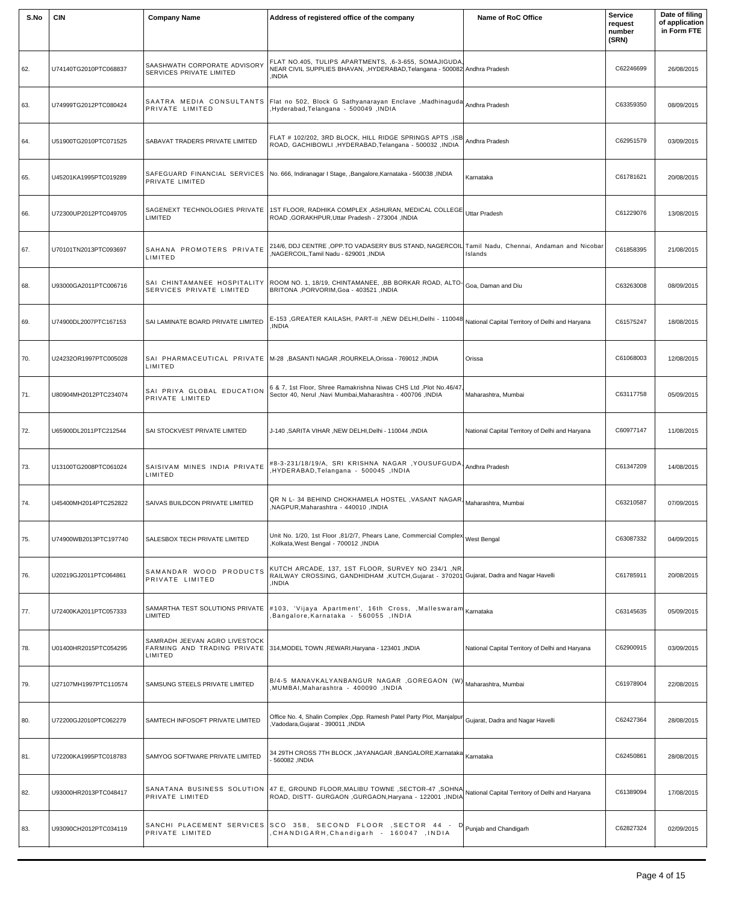| S.No | CIN | Company Name | Address of registered office of the company | Name of RoC Office | Service request number (SRN) | Date of filing of application in Form FTE |
|---|---|---|---|---|---|---|
| 62. | U74140TG2010PTC068837 | SAASHWATH CORPORATE ADVISORY SERVICES PRIVATE LIMITED | FLAT NO.405, TULIPS APARTMENTS, ,6-3-655, SOMAJIGUDA, NEAR CIVIL SUPPLIES BHAVAN, ,HYDERABAD,Telangana - 500082 ,INDIA | Andhra Pradesh | C62246699 | 26/08/2015 |
| 63. | U74999TG2012PTC080424 | SAATRA MEDIA CONSULTANTS PRIVATE LIMITED | Flat no 502, Block G Sathyanarayan Enclave ,Madhinaguda ,Hyderabad,Telangana - 500049 ,INDIA | Andhra Pradesh | C63359350 | 08/09/2015 |
| 64. | U51900TG2010PTC071525 | SABAVAT TRADERS PRIVATE LIMITED | FLAT # 102/202, 3RD BLOCK, HILL RIDGE SPRINGS APTS ,ISB ROAD, GACHIBOWLI ,HYDERABAD,Telangana - 500032 ,INDIA | Andhra Pradesh | C62951579 | 03/09/2015 |
| 65. | U45201KA1995PTC019289 | SAFEGUARD FINANCIAL SERVICES PRIVATE LIMITED | No. 666, Indiranagar I Stage, ,Bangalore,Karnataka - 560038 ,INDIA | Karnataka | C61781621 | 20/08/2015 |
| 66. | U72300UP2012PTC049705 | SAGENEXT TECHNOLOGIES PRIVATE LIMITED | 1ST FLOOR, RADHIKA COMPLEX ,ASHURAN, MEDICAL COLLEGE ROAD ,GORAKHPUR,Uttar Pradesh - 273004 ,INDIA | Uttar Pradesh | C61229076 | 13/08/2015 |
| 67. | U70101TN2013PTC093697 | SAHANA PROMOTERS PRIVATE LIMITED | 214/6, DDJ CENTRE ,OPP.TO VADASERY BUS STAND, NAGERCOIL ,NAGERCOIL,Tamil Nadu - 629001 ,INDIA | Tamil Nadu, Chennai, Andaman and Nicobar Islands | C61858395 | 21/08/2015 |
| 68. | U93000GA2011PTC006716 | SAI CHINTAMANEE HOSPITALITY SERVICES PRIVATE LIMITED | ROOM NO. 1, 18/19, CHINTAMANEE, ,BB BORKAR ROAD, ALTO-BRITONA ,PORVORIM,Goa - 403521 ,INDIA | Goa, Daman and Diu | C63263008 | 08/09/2015 |
| 69. | U74900DL2007PTC167153 | SAI LAMINATE BOARD PRIVATE LIMITED | E-153 ,GREATER KAILASH, PART-II ,NEW DELHI,Delhi - 110048 ,INDIA | National Capital Territory of Delhi and Haryana | C61575247 | 18/08/2015 |
| 70. | U24232OR1997PTC005028 | SAI PHARMACEUTICAL PRIVATE LIMITED | M-28 ,BASANTI NAGAR ,ROURKELA,Orissa - 769012 ,INDIA | Orissa | C61068003 | 12/08/2015 |
| 71. | U80904MH2012PTC234074 | SAI PRIYA GLOBAL EDUCATION PRIVATE LIMITED | 6 & 7, 1st Floor, Shree Ramakrishna Niwas CHS Ltd ,Plot No.46/47, Sector 40, Nerul ,Navi Mumbai,Maharashtra - 400706 ,INDIA | Maharashtra, Mumbai | C63117758 | 05/09/2015 |
| 72. | U65900DL2011PTC212544 | SAI STOCKVEST PRIVATE LIMITED | J-140 ,SARITA VIHAR ,NEW DELHI,Delhi - 110044 ,INDIA | National Capital Territory of Delhi and Haryana | C60977147 | 11/08/2015 |
| 73. | U13100TG2008PTC061024 | SAISIVAM MINES INDIA PRIVATE LIMITED | #8-3-231/18/19/A, SRI KRISHNA NAGAR ,YOUSUFGUDA, ,HYDERABAD,Telangana - 500045 ,INDIA | Andhra Pradesh | C61347209 | 14/08/2015 |
| 74. | U45400MH2014PTC252822 | SAIVAS BUILDCON PRIVATE LIMITED | QR N L- 34 BEHIND CHOKHAMELA HOSTEL ,VASANT NAGAR, ,NAGPUR,Maharashtra - 440010 ,INDIA | Maharashtra, Mumbai | C63210587 | 07/09/2015 |
| 75. | U74900WB2013PTC197740 | SALESBOX TECH PRIVATE LIMITED | Unit No. 1/20, 1st Floor ,81/2/7, Phears Lane, Commercial Complex ,Kolkata,West Bengal - 700012 ,INDIA | West Bengal | C63087332 | 04/09/2015 |
| 76. | U20219GJ2011PTC064861 | SAMANDAR WOOD PRODUCTS PRIVATE LIMITED | KUTCH ARCADE, 137, 1ST FLOOR, SURVEY NO 234/1 ,NR. RAILWAY CROSSING, GANDHIDHAM ,KUTCH,Gujarat - 370201 ,INDIA | Gujarat, Dadra and Nagar Havelli | C61785911 | 20/08/2015 |
| 77. | U72400KA2011PTC057333 | SAMARTHA TEST SOLUTIONS PRIVATE LIMITED | #103, 'Vijaya Apartment', 16th Cross, ,Malleswaram ,Bangalore,Karnataka - 560055 ,INDIA | Karnataka | C63145635 | 05/09/2015 |
| 78. | U01400HR2015PTC054295 | SAMRADH JEEVAN AGRO LIVESTOCK FARMING AND TRADING PRIVATE LIMITED | 314,MODEL TOWN ,REWARI,Haryana - 123401 ,INDIA | National Capital Territory of Delhi and Haryana | C62900915 | 03/09/2015 |
| 79. | U27107MH1997PTC110574 | SAMSUNG STEELS PRIVATE LIMITED | B/4-5 MANAVKALYANBANGUR NAGAR ,GOREGAON (W) ,MUMBAI,Maharashtra - 400090 ,INDIA | Maharashtra, Mumbai | C61978904 | 22/08/2015 |
| 80. | U72200GJ2010PTC062279 | SAMTECH INFOSOFT PRIVATE LIMITED | Office No. 4, Shalin Complex ,Opp. Ramesh Patel Party Plot, Manjalpur ,Vadodara,Gujarat - 390011 ,INDIA | Gujarat, Dadra and Nagar Havelli | C62427364 | 28/08/2015 |
| 81. | U72200KA1995PTC018783 | SAMYOG SOFTWARE PRIVATE LIMITED | 34 29TH CROSS 7TH BLOCK ,JAYANAGAR ,BANGALORE,Karnataka - 560082 ,INDIA | Karnataka | C62450861 | 28/08/2015 |
| 82. | U93000HR2013PTC048417 | SANATANA BUSINESS SOLUTION PRIVATE LIMITED | 47 E, GROUND FLOOR,MALIBU TOWNE ,SECTOR-47 ,SOHNA ROAD, DISTT- GURGAON ,GURGAON,Haryana - 122001 ,INDIA | National Capital Territory of Delhi and Haryana | C61389094 | 17/08/2015 |
| 83. | U93090CH2012PTC034119 | SANCHI PLACEMENT SERVICES PRIVATE LIMITED | SCO 358, SECOND FLOOR ,SECTOR 44 - D ,CHANDIGARH,Chandigarh - 160047 ,INDIA | Punjab and Chandigarh | C62827324 | 02/09/2015 |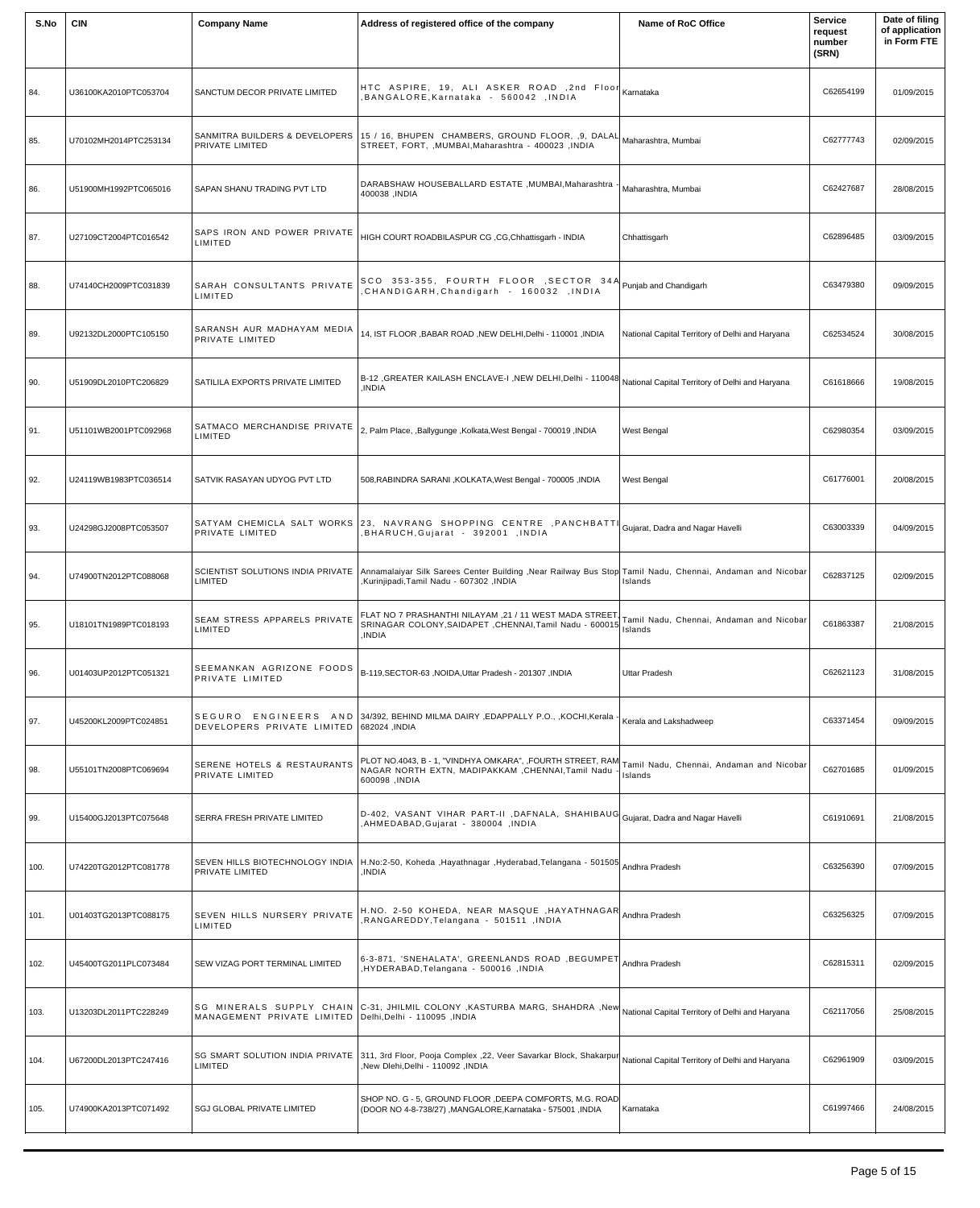| S.No | CIN | Company Name | Address of registered office of the company | Name of RoC Office | Service request number (SRN) | Date of filing of application in Form FTE |
|---|---|---|---|---|---|---|
| 84. | U36100KA2010PTC053704 | SANCTUM DECOR PRIVATE LIMITED | HTC ASPIRE, 19, ALI ASKER ROAD ,2nd Floor ,BANGALORE,Karnataka - 560042 ,INDIA | Karnataka | C62654199 | 01/09/2015 |
| 85. | U70102MH2014PTC253134 | SANMITRA BUILDERS & DEVELOPERS PRIVATE LIMITED | 15 / 16, BHUPEN CHAMBERS, GROUND FLOOR, ,9, DALAL STREET, FORT, ,MUMBAI,Maharashtra - 400023 ,INDIA | Maharashtra, Mumbai | C62777743 | 02/09/2015 |
| 86. | U51900MH1992PTC065016 | SAPAN SHANU TRADING PVT LTD | DARABSHAW HOUSEBALLARD ESTATE ,MUMBAI,Maharashtra - 400038 ,INDIA | Maharashtra, Mumbai | C62427687 | 28/08/2015 |
| 87. | U27109CT2004PTC016542 | SAPS IRON AND POWER PRIVATE LIMITED | HIGH COURT ROADBILASPUR CG ,CG,Chhattisgarh - INDIA | Chhattisgarh | C62896485 | 03/09/2015 |
| 88. | U74140CH2009PTC031839 | SARAH CONSULTANTS PRIVATE LIMITED | SCO 353-355, FOURTH FLOOR ,SECTOR 34A ,CHANDIGARH,Chandigarh - 160032 ,INDIA | Punjab and Chandigarh | C63479380 | 09/09/2015 |
| 89. | U92132DL2000PTC105150 | SARANSH AUR MADHAYAM MEDIA PRIVATE LIMITED | 14, IST FLOOR ,BABAR ROAD ,NEW DELHI,Delhi - 110001 ,INDIA | National Capital Territory of Delhi and Haryana | C62534524 | 30/08/2015 |
| 90. | U51909DL2010PTC206829 | SATILILA EXPORTS PRIVATE LIMITED | B-12 ,GREATER KAILASH ENCLAVE-I ,NEW DELHI,Delhi - 110048 ,INDIA | National Capital Territory of Delhi and Haryana | C61618666 | 19/08/2015 |
| 91. | U51101WB2001PTC092968 | SATMACO MERCHANDISE PRIVATE LIMITED | 2, Palm Place, ,Ballygunge ,Kolkata,West Bengal - 700019 ,INDIA | West Bengal | C62980354 | 03/09/2015 |
| 92. | U24119WB1983PTC036514 | SATVIK RASAYAN UDYOG PVT LTD | 508,RABINDRA SARANI ,KOLKATA,West Bengal - 700005 ,INDIA | West Bengal | C61776001 | 20/08/2015 |
| 93. | U24298GJ2008PTC053507 | SATYAM CHEMICLA SALT WORKS PRIVATE LIMITED | 23, NAVRANG SHOPPING CENTRE ,PANCHBATTI ,BHARUCH,Gujarat - 392001 ,INDIA | Gujarat, Dadra and Nagar Havelli | C63003339 | 04/09/2015 |
| 94. | U74900TN2012PTC088068 | SCIENTIST SOLUTIONS INDIA PRIVATE LIMITED | Annamalaiyar Silk Sarees Center Building ,Near Railway Bus Stop ,Kurinjipadi,Tamil Nadu - 607302 ,INDIA | Tamil Nadu, Chennai, Andaman and Nicobar Islands | C62837125 | 02/09/2015 |
| 95. | U18101TN1989PTC018193 | SEAM STRESS APPARELS PRIVATE LIMITED | FLAT NO 7 PRASHANTHI NILAYAM ,21 / 11 WEST MADA STREET, SRINAGAR COLONY,SAIDAPET ,CHENNAI,Tamil Nadu - 600015 ,INDIA | Tamil Nadu, Chennai, Andaman and Nicobar Islands | C61863387 | 21/08/2015 |
| 96. | U01403UP2012PTC051321 | SEEMANKAN AGRIZONE FOODS PRIVATE LIMITED | B-119,SECTOR-63 ,NOIDA,Uttar Pradesh - 201307 ,INDIA | Uttar Pradesh | C62621123 | 31/08/2015 |
| 97. | U45200KL2009PTC024851 | SEGURO ENGINEERS AND DEVELOPERS PRIVATE LIMITED | 34/392, BEHIND MILMA DAIRY ,EDAPPALLY P.O., ,KOCHI,Kerala - 682024 ,INDIA | Kerala and Lakshadweep | C63371454 | 09/09/2015 |
| 98. | U55101TN2008PTC069694 | SERENE HOTELS & RESTAURANTS PRIVATE LIMITED | PLOT NO.4043, B - 1, "VINDHYA OMKARA", ,FOURTH STREET, RAM NAGAR NORTH EXTN, MADIPAKKAM ,CHENNAI,Tamil Nadu - 600098 ,INDIA | Tamil Nadu, Chennai, Andaman and Nicobar Islands | C62701685 | 01/09/2015 |
| 99. | U15400GJ2013PTC075648 | SERRA FRESH PRIVATE LIMITED | D-402, VASANT VIHAR PART-II ,DAFNALA, SHAHIBAUG ,AHMEDABAD,Gujarat - 380004 ,INDIA | Gujarat, Dadra and Nagar Havelli | C61910691 | 21/08/2015 |
| 100. | U74220TG2012PTC081778 | SEVEN HILLS BIOTECHNOLOGY INDIA PRIVATE LIMITED | H.No:2-50, Koheda ,Hayathnagar ,Hyderabad,Telangana - 501505 ,INDIA | Andhra Pradesh | C63256390 | 07/09/2015 |
| 101. | U01403TG2013PTC088175 | SEVEN HILLS NURSERY PRIVATE LIMITED | H.NO. 2-50 KOHEDA, NEAR MASQUE ,HAYATHNAGAR ,RANGAREDDY,Telangana - 501511 ,INDIA | Andhra Pradesh | C63256325 | 07/09/2015 |
| 102. | U45400TG2011PLC073484 | SEW VIZAG PORT TERMINAL LIMITED | 6-3-871, 'SNEHALATA', GREENLANDS ROAD ,BEGUMPET ,HYDERABAD,Telangana - 500016 ,INDIA | Andhra Pradesh | C62815311 | 02/09/2015 |
| 103. | U13203DL2011PTC228249 | SG MINERALS SUPPLY CHAIN MANAGEMENT PRIVATE LIMITED | C-31, JHILMIL COLONY ,KASTURBA MARG, SHAHDRA ,New Delhi,Delhi - 110095 ,INDIA | National Capital Territory of Delhi and Haryana | C62117056 | 25/08/2015 |
| 104. | U67200DL2013PTC247416 | SG SMART SOLUTION INDIA PRIVATE LIMITED | 311, 3rd Floor, Pooja Complex ,22, Veer Savarkar Block, Shakarpur ,New Dlehi,Delhi - 110092 ,INDIA | National Capital Territory of Delhi and Haryana | C62961909 | 03/09/2015 |
| 105. | U74900KA2013PTC071492 | SGJ GLOBAL PRIVATE LIMITED | SHOP NO. G - 5, GROUND FLOOR ,DEEPA COMFORTS, M.G. ROAD (DOOR NO 4-8-738/27) ,MANGALORE,Karnataka - 575001 ,INDIA | Karnataka | C61997466 | 24/08/2015 |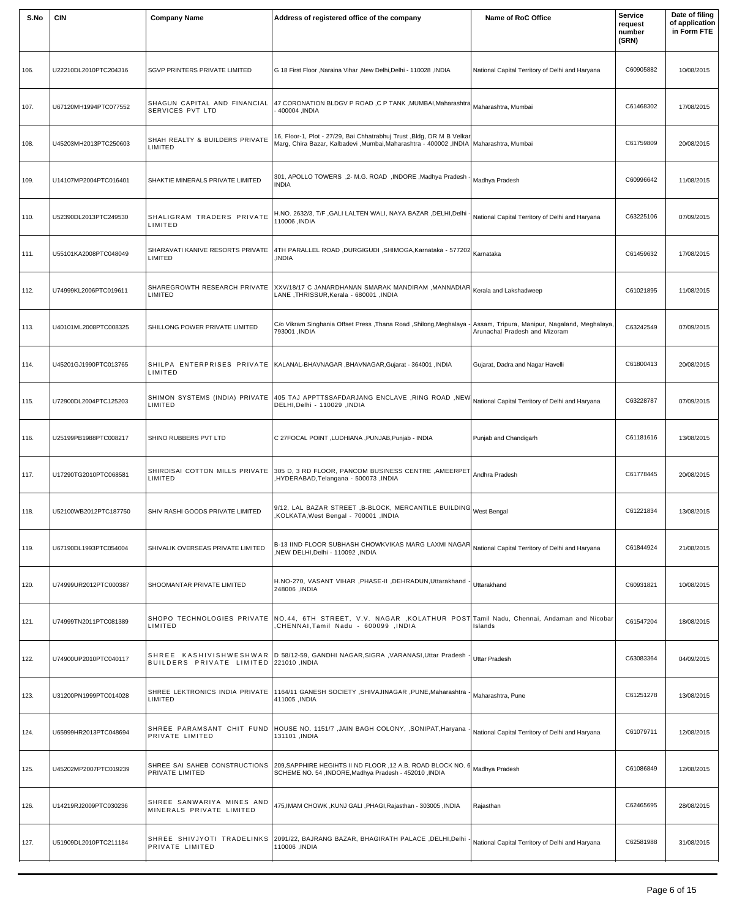| S.No | CIN | Company Name | Address of registered office of the company | Name of RoC Office | Service request number (SRN) | Date of filing of application in Form FTE |
|---|---|---|---|---|---|---|
| 106. | U22210DL2010PTC204316 | SGVP PRINTERS PRIVATE LIMITED | G 18 First Floor ,Naraina Vihar ,New Delhi,Delhi - 110028 ,INDIA | National Capital Territory of Delhi and Haryana | C60905882 | 10/08/2015 |
| 107. | U67120MH1994PTC077552 | SHAGUN CAPITAL AND FINANCIAL SERVICES PVT LTD | 47 CORONATION BLDGV P ROAD ,C P TANK ,MUMBAI,Maharashtra - 400004 ,INDIA | Maharashtra, Mumbai | C61468302 | 17/08/2015 |
| 108. | U45203MH2013PTC250603 | SHAH REALTY & BUILDERS PRIVATE LIMITED | 16, Floor-1, Plot - 27/29, Bai Chhatrabhuj Trust ,Bldg, DR M B Velkar Marg, Chira Bazar, Kalbadevi ,Mumbai,Maharashtra - 400002 ,INDIA | Maharashtra, Mumbai | C61759809 | 20/08/2015 |
| 109. | U14107MP2004PTC016401 | SHAKTIE MINERALS PRIVATE LIMITED | 301, APOLLO TOWERS ,2- M.G. ROAD ,INDORE ,Madhya Pradesh - INDIA | Madhya Pradesh | C60996642 | 11/08/2015 |
| 110. | U52390DL2013PTC249530 | SHALIGRAM TRADERS PRIVATE LIMITED | H.NO. 2632/3, T/F ,GALI LALTEN WALI, NAYA BAZAR ,DELHI,Delhi - 110006 ,INDIA | National Capital Territory of Delhi and Haryana | C63225106 | 07/09/2015 |
| 111. | U55101KA2008PTC048049 | SHARAVATI KANIVE RESORTS PRIVATE LIMITED | 4TH PARALLEL ROAD ,DURGIGUDI ,SHIMOGA,Karnataka - 577202 ,INDIA | Karnataka | C61459632 | 17/08/2015 |
| 112. | U74999KL2006PTC019611 | SHAREGROWTH RESEARCH PRIVATE LIMITED | XXV/18/17 C JANARDHANAN SMARAK MANDIRAM ,MANNADIAR LANE ,THRISSUR,Kerala - 680001 ,INDIA | Kerala and Lakshadweep | C61021895 | 11/08/2015 |
| 113. | U40101ML2008PTC008325 | SHILLONG POWER PRIVATE LIMITED | C/o Vikram Singhania Offset Press ,Thana Road ,Shilong,Meghalaya - 793001 ,INDIA | Assam, Tripura, Manipur, Nagaland, Meghalaya, Arunachal Pradesh and Mizoram | C63242549 | 07/09/2015 |
| 114. | U45201GJ1990PTC013765 | SHILPA ENTERPRISES PRIVATE LIMITED | KALANAL-BHAVNAGAR ,BHAVNAGAR,Gujarat - 364001 ,INDIA | Gujarat, Dadra and Nagar Havelli | C61800413 | 20/08/2015 |
| 115. | U72900DL2004PTC125203 | SHIMON SYSTEMS (INDIA) PRIVATE LIMITED | 405 TAJ APPTTSSAFDARJANG ENCLAVE ,RING ROAD ,NEW DELHI,Delhi - 110029 ,INDIA | National Capital Territory of Delhi and Haryana | C63228787 | 07/09/2015 |
| 116. | U25199PB1988PTC008217 | SHINO RUBBERS PVT LTD | C 27FOCAL POINT ,LUDHIANA ,PUNJAB,Punjab - INDIA | Punjab and Chandigarh | C61181616 | 13/08/2015 |
| 117. | U17290TG2010PTC068581 | SHIRDISAI COTTON MILLS PRIVATE LIMITED | 305 D, 3 RD FLOOR, PANCOM BUSINESS CENTRE ,AMEERPET ,HYDERABAD,Telangana - 500073 ,INDIA | Andhra Pradesh | C61778445 | 20/08/2015 |
| 118. | U52100WB2012PTC187750 | SHIV RASHI GOODS PRIVATE LIMITED | 9/12, LAL BAZAR STREET ,B-BLOCK, MERCANTILE BUILDING ,KOLKATA,West Bengal - 700001 ,INDIA | West Bengal | C61221834 | 13/08/2015 |
| 119. | U67190DL1993PTC054004 | SHIVALIK OVERSEAS PRIVATE LIMITED | B-13 IIND FLOOR SUBHASH CHOWKVIKAS MARG LAXMI NAGAR ,NEW DELHI,Delhi - 110092 ,INDIA | National Capital Territory of Delhi and Haryana | C61844924 | 21/08/2015 |
| 120. | U74999UR2012PTC000387 | SHOOMANTAR PRIVATE LIMITED | H.NO-270, VASANT VIHAR ,PHASE-II ,DEHRADUN,Uttarakhand - 248006 ,INDIA | Uttarakhand | C60931821 | 10/08/2015 |
| 121. | U74999TN2011PTC081389 | SHOPO TECHNOLOGIES PRIVATE LIMITED | NO.44, 6TH STREET, V.V. NAGAR ,KOLATHUR POST ,CHENNAI,Tamil Nadu - 600099 ,INDIA | Tamil Nadu, Chennai, Andaman and Nicobar Islands | C61547204 | 18/08/2015 |
| 122. | U74900UP2010PTC040117 | SHREE KASHIVISHWESHWAR BUILDERS PRIVATE LIMITED | D 58/12-59, GANDHI NAGAR,SIGRA ,VARANASI,Uttar Pradesh - 221010 ,INDIA | Uttar Pradesh | C63083364 | 04/09/2015 |
| 123. | U31200PN1999PTC014028 | SHREE LEKTRONICS INDIA PRIVATE LIMITED | 1164/11 GANESH SOCIETY ,SHIVAJINAGAR ,PUNE,Maharashtra - 411005 ,INDIA | Maharashtra, Pune | C61251278 | 13/08/2015 |
| 124. | U65999HR2013PTC048694 | SHREE PARAMSANT CHIT FUND PRIVATE LIMITED | HOUSE NO. 1151/7 ,JAIN BAGH COLONY, ,SONIPAT,Haryana - 131101 ,INDIA | National Capital Territory of Delhi and Haryana | C61079711 | 12/08/2015 |
| 125. | U45202MP2007PTC019239 | SHREE SAI SAHEB CONSTRUCTIONS PRIVATE LIMITED | 209,SAPPHIRE HEGIHTS II ND FLOOR ,12 A.B. ROAD BLOCK NO. 6 SCHEME NO. 54 ,INDORE,Madhya Pradesh - 452010 ,INDIA | Madhya Pradesh | C61086849 | 12/08/2015 |
| 126. | U14219RJ2009PTC030236 | SHREE SANWARIYA MINES AND MINERALS PRIVATE LIMITED | 475,IMAM CHOWK ,KUNJ GALI ,PHAGI,Rajasthan - 303005 ,INDIA | Rajasthan | C62465695 | 28/08/2015 |
| 127. | U51909DL2010PTC211184 | SHREE SHIVJYOTI TRADELINKS PRIVATE LIMITED | 2091/22, BAJRANG BAZAR, BHAGIRATH PALACE ,DELHI,Delhi - 110006 ,INDIA | National Capital Territory of Delhi and Haryana | C62581988 | 31/08/2015 |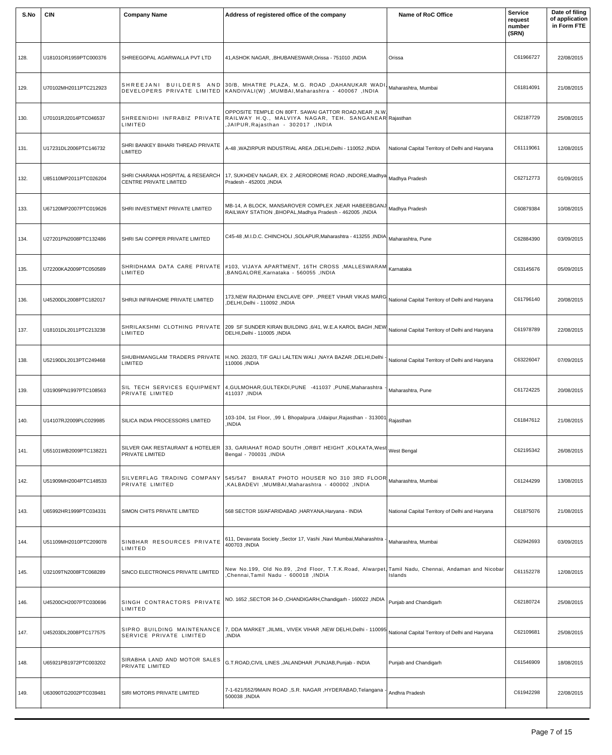| S.No | CIN | Company Name | Address of registered office of the company | Name of RoC Office | Service request number (SRN) | Date of filing of application in Form FTE |
|---|---|---|---|---|---|---|
| 128. | U18101OR1959PTC000376 | SHREEGOPAL AGARWALLA PVT LTD | 41,ASHOK NAGAR, ,BHUBANESWAR,Orissa - 751010 ,INDIA | Orissa | C61966727 | 22/08/2015 |
| 129. | U70102MH2011PTC212923 | SHREEJANI BUILDERS AND DEVELOPERS PRIVATE LIMITED | 30/B, MHATRE PLAZA, M.G. ROAD ,DAHANUKAR WADI, KANDIVALI(W) ,MUMBAI,Maharashtra - 400067 ,INDIA | Maharashtra, Mumbai | C61814091 | 21/08/2015 |
| 130. | U70101RJ2014PTC046537 | SHREENIDHI INFRABIZ PRIVATE LIMITED | OPPOSITE TEMPLE ON 80FT. SAWAI GATTOR ROAD,NEAR ,N.W. RAILWAY H.Q., MALVIYA NAGAR, TEH. SANGANEAR ,JAIPUR,Rajasthan - 302017 ,INDIA | Rajasthan | C62187729 | 25/08/2015 |
| 131. | U17231DL2006PTC146732 | SHRI BANKEY BIHARI THREAD PRIVATE LIMITED | A-48 ,WAZIRPUR INDUSTRIAL AREA ,DELHI,Delhi - 110052 ,INDIA | National Capital Territory of Delhi and Haryana | C61119061 | 12/08/2015 |
| 132. | U85110MP2011PTC026204 | SHRI CHARANA HOSPITAL & RESEARCH CENTRE PRIVATE LIMITED | 17, SUKHDEV NAGAR, EX. 2 ,AERODROME ROAD ,INDORE,Madhya Pradesh - 452001 ,INDIA | Madhya Pradesh | C62712773 | 01/09/2015 |
| 133. | U67120MP2007PTC019626 | SHRI INVESTMENT PRIVATE LIMITED | MB-14, A BLOCK, MANSAROVER COMPLEX ,NEAR HABEEBGANJ RAILWAY STATION ,BHOPAL,Madhya Pradesh - 462005 ,INDIA | Madhya Pradesh | C60879384 | 10/08/2015 |
| 134. | U27201PN2008PTC132486 | SHRI SAI COPPER PRIVATE LIMITED | C45-48 ,M.I.D.C. CHINCHOLI ,SOLAPUR,Maharashtra - 413255 ,INDIA | Maharashtra, Pune | C62884390 | 03/09/2015 |
| 135. | U72200KA2009PTC050589 | SHRIDHAMA DATA CARE PRIVATE LIMITED | #103, VIJAYA APARTMENT, 16TH CROSS ,MALLESWARAM ,BANGALORE,Karnataka - 560055 ,INDIA | Karnataka | C63145676 | 05/09/2015 |
| 136. | U45200DL2008PTC182017 | SHRIJI INFRAHOME PRIVATE LIMITED | 173,NEW RAJDHANI ENCLAVE OPP. ,PREET VIHAR VIKAS MARG ,DELHI,Delhi - 110092 ,INDIA | National Capital Territory of Delhi and Haryana | C61796140 | 20/08/2015 |
| 137. | U18101DL2011PTC213238 | SHRILAKSHMI CLOTHING PRIVATE LIMITED | 209 SF SUNDER KIRAN BUILDING ,6/41, W.E.A KAROL BAGH ,NEW DELHI,Delhi - 110005 ,INDIA | National Capital Territory of Delhi and Haryana | C61978789 | 22/08/2015 |
| 138. | U52190DL2013PTC249468 | SHUBHMANGLAM TRADERS PRIVATE LIMITED | H.NO. 2632/3, T/F GALI LALTEN WALI ,NAYA BAZAR ,DELHI,Delhi - 110006 ,INDIA | National Capital Territory of Delhi and Haryana | C63226047 | 07/09/2015 |
| 139. | U31909PN1997PTC108563 | SIL TECH SERVICES EQUIPMENT PRIVATE LIMITED | 4,GULMOHAR,GULTEKDI,PUNE -411037 ,PUNE,Maharashtra - 411037 ,INDIA | Maharashtra, Pune | C61724225 | 20/08/2015 |
| 140. | U14107RJ2009PLC029985 | SILICA INDIA PROCESSORS LIMITED | 103-104, 1st Floor, ,99 L Bhopalpura ,Udaipur,Rajasthan - 313001 ,INDIA | Rajasthan | C61847612 | 21/08/2015 |
| 141. | U55101WB2009PTC138221 | SILVER OAK RESTAURANT & HOTELIER PRIVATE LIMITED | 33, GARIAHAT ROAD SOUTH ,ORBIT HEIGHT ,KOLKATA,West Bengal - 700031 ,INDIA | West Bengal | C62195342 | 26/08/2015 |
| 142. | U51909MH2004PTC148533 | SILVERFLAG TRADING COMPANY PRIVATE LIMITED | 545/547 BHARAT PHOTO HOUSER NO 310 3RD FLOOR ,KALBADEVI ,MUMBAI,Maharashtra - 400002 ,INDIA | Maharashtra, Mumbai | C61244299 | 13/08/2015 |
| 143. | U65992HR1999PTC034331 | SIMON CHITS PRIVATE LIMITED | 568 SECTOR 16/AFARIDABAD ,HARYANA,Haryana - INDIA | National Capital Territory of Delhi and Haryana | C61875076 | 21/08/2015 |
| 144. | U51109MH2010PTC209078 | SINBHAR RESOURCES PRIVATE LIMITED | 611, Devavrata Society ,Sector 17, Vashi ,Navi Mumbai,Maharashtra - 400703 ,INDIA | Maharashtra, Mumbai | C62942693 | 03/09/2015 |
| 145. | U32109TN2008FTC068289 | SINCO ELECTRONICS PRIVATE LIMITED | New No.199, Old No.89, ,2nd Floor, T.T.K.Road, Alwarpet, ,Chennai,Tamil Nadu - 600018 ,INDIA | Tamil Nadu, Chennai, Andaman and Nicobar Islands | C61152278 | 12/08/2015 |
| 146. | U45200CH2007PTC030696 | SINGH CONTRACTORS PRIVATE LIMITED | NO. 1652 ,SECTOR 34-D ,CHANDIGARH,Chandigarh - 160022 ,INDIA | Punjab and Chandigarh | C62180724 | 25/08/2015 |
| 147. | U45203DL2008PTC177575 | SIPRO BUILDING MAINTENANCE SERVICE PRIVATE LIMITED | 7, DDA MARKET ,JILMIL, VIVEK VIHAR ,NEW DELHI,Delhi - 110095 ,INDIA | National Capital Territory of Delhi and Haryana | C62109681 | 25/08/2015 |
| 148. | U65921PB1972PTC003202 | SIRABHA LAND AND MOTOR SALES PRIVATE LIMITED | G.T.ROAD,CIVIL LINES ,JALANDHAR ,PUNJAB,Punjab - INDIA | Punjab and Chandigarh | C61546909 | 18/08/2015 |
| 149. | U63090TG2002PTC039481 | SIRI MOTORS PRIVATE LIMITED | 7-1-621/552/9MAIN ROAD ,S.R. NAGAR ,HYDERABAD,Telangana - 500038 ,INDIA | Andhra Pradesh | C61942298 | 22/08/2015 |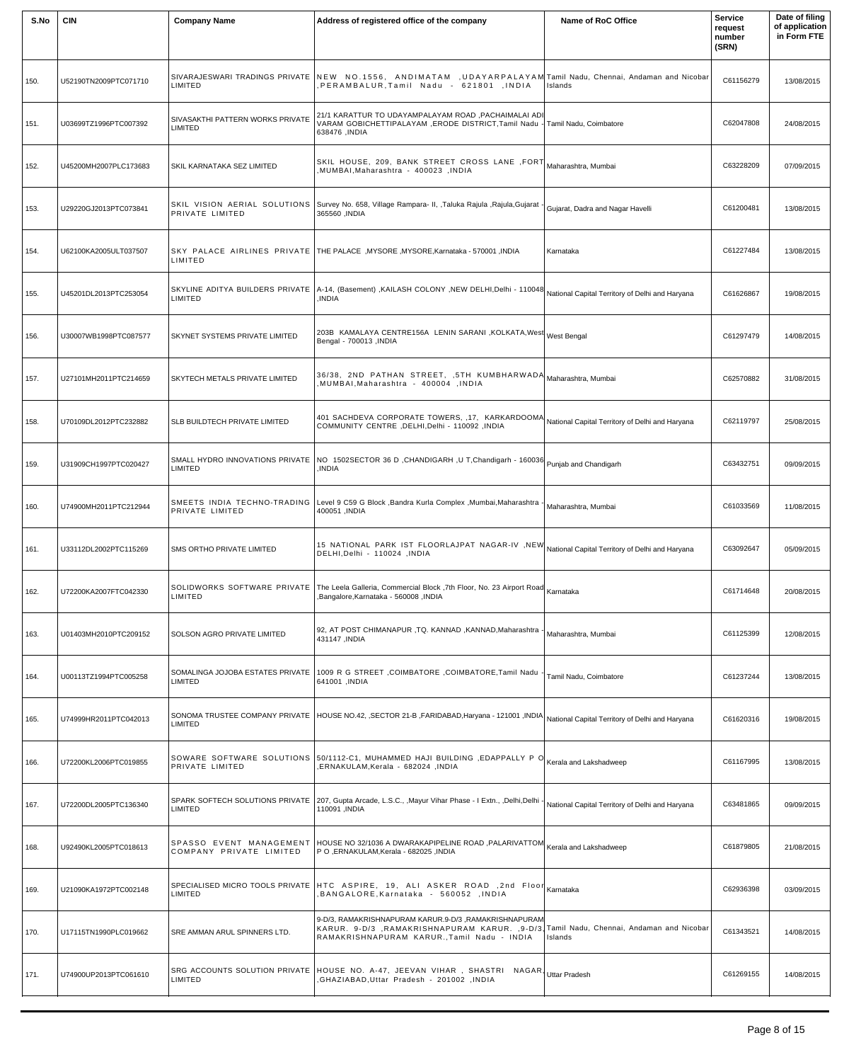| S.No | CIN | Company Name | Address of registered office of the company | Name of RoC Office | Service request number (SRN) | Date of filing of application in Form FTE |
|---|---|---|---|---|---|---|
| 150. | U52190TN2009PTC071710 | SIVARAJESWARI TRADINGS PRIVATE LIMITED | NEW NO.1556, ANDIMATAM ,UDAYARPALAYAM ,PERAMBALUR,Tamil Nadu - 621801 ,INDIA | Tamil Nadu, Chennai, Andaman and Nicobar Islands | C61156279 | 13/08/2015 |
| 151. | U03699TZ1996PTC007392 | SIVASAKTHI PATTERN WORKS PRIVATE LIMITED | 21/1 KARATTUR TO UDAYAMPALAYAM ROAD ,PACHAIMALAI ADI VARAM GOBICHETTIPALAYAM ,ERODE DISTRICT,Tamil Nadu - 638476 ,INDIA | Tamil Nadu, Coimbatore | C62047808 | 24/08/2015 |
| 152. | U45200MH2007PLC173683 | SKIL KARNATAKA SEZ LIMITED | SKIL HOUSE, 209, BANK STREET CROSS LANE ,FORT ,MUMBAI,Maharashtra - 400023 ,INDIA | Maharashtra, Mumbai | C63228209 | 07/09/2015 |
| 153. | U29220GJ2013PTC073841 | SKIL VISION AERIAL SOLUTIONS PRIVATE LIMITED | Survey No. 658, Village Rampara- II, ,Taluka Rajula ,Rajula,Gujarat - 365560 ,INDIA | Gujarat, Dadra and Nagar Havelli | C61200481 | 13/08/2015 |
| 154. | U62100KA2005ULT037507 | SKY PALACE AIRLINES PRIVATE LIMITED | THE PALACE ,MYSORE ,MYSORE,Karnataka - 570001 ,INDIA | Karnataka | C61227484 | 13/08/2015 |
| 155. | U45201DL2013PTC253054 | SKYLINE ADITYA BUILDERS PRIVATE LIMITED | A-14, (Basement) ,KAILASH COLONY ,NEW DELHI,Delhi - 110048 ,INDIA | National Capital Territory of Delhi and Haryana | C61626867 | 19/08/2015 |
| 156. | U30007WB1998PTC087577 | SKYNET SYSTEMS PRIVATE LIMITED | 203B KAMALAYA CENTRE156A LENIN SARANI ,KOLKATA,West Bengal - 700013 ,INDIA | West Bengal | C61297479 | 14/08/2015 |
| 157. | U27101MH2011PTC214659 | SKYTECH METALS PRIVATE LIMITED | 36/38, 2ND PATHAN STREET, ,5TH KUMBHARWADA ,MUMBAI,Maharashtra - 400004 ,INDIA | Maharashtra, Mumbai | C62570882 | 31/08/2015 |
| 158. | U70109DL2012PTC232882 | SLB BUILDTECH PRIVATE LIMITED | 401 SACHDEVA CORPORATE TOWERS, ,17, KARKARDOOMA COMMUNITY CENTRE ,DELHI,Delhi - 110092 ,INDIA | National Capital Territory of Delhi and Haryana | C62119797 | 25/08/2015 |
| 159. | U31909CH1997PTC020427 | SMALL HYDRO INNOVATIONS PRIVATE LIMITED | NO 1502SECTOR 36 D ,CHANDIGARH ,U T,Chandigarh - 160036 ,INDIA | Punjab and Chandigarh | C63432751 | 09/09/2015 |
| 160. | U74900MH2011PTC212944 | SMEETS INDIA TECHNO-TRADING PRIVATE LIMITED | Level 9 C59 G Block ,Bandra Kurla Complex ,Mumbai,Maharashtra - 400051 ,INDIA | Maharashtra, Mumbai | C61033569 | 11/08/2015 |
| 161. | U33112DL2002PTC115269 | SMS ORTHO PRIVATE LIMITED | 15 NATIONAL PARK IST FLOORLAJPAT NAGAR-IV ,NEW DELHI,Delhi - 110024 ,INDIA | National Capital Territory of Delhi and Haryana | C63092647 | 05/09/2015 |
| 162. | U72200KA2007FTC042330 | SOLIDWORKS SOFTWARE PRIVATE LIMITED | The Leela Galleria, Commercial Block ,7th Floor, No. 23 Airport Road ,Bangalore,Karnataka - 560008 ,INDIA | Karnataka | C61714648 | 20/08/2015 |
| 163. | U01403MH2010PTC209152 | SOLSON AGRO PRIVATE LIMITED | 92, AT POST CHIMANAPUR ,TQ. KANNAD ,KANNAD,Maharashtra - 431147 ,INDIA | Maharashtra, Mumbai | C61125399 | 12/08/2015 |
| 164. | U00113TZ1994PTC005258 | SOMALINGA JOJOBA ESTATES PRIVATE LIMITED | 1009 R G STREET ,COIMBATORE ,COIMBATORE,Tamil Nadu - 641001 ,INDIA | Tamil Nadu, Coimbatore | C61237244 | 13/08/2015 |
| 165. | U74999HR2011PTC042013 | SONOMA TRUSTEE COMPANY PRIVATE LIMITED | HOUSE NO.42, ,SECTOR 21-B ,FARIDABAD,Haryana - 121001 ,INDIA | National Capital Territory of Delhi and Haryana | C61620316 | 19/08/2015 |
| 166. | U72200KL2006PTC019855 | SOWARE SOFTWARE SOLUTIONS PRIVATE LIMITED | 50/1112-C1, MUHAMMED HAJI BUILDING ,EDAPPALLY P O ,ERNAKULAM,Kerala - 682024 ,INDIA | Kerala and Lakshadweep | C61167995 | 13/08/2015 |
| 167. | U72200DL2005PTC136340 | SPARK SOFTECH SOLUTIONS PRIVATE LIMITED | 207, Gupta Arcade, L.S.C., ,Mayur Vihar Phase - I Extn., ,Delhi,Delhi - 110091 ,INDIA | National Capital Territory of Delhi and Haryana | C63481865 | 09/09/2015 |
| 168. | U92490KL2005PTC018613 | SPASSO EVENT MANAGEMENT COMPANY PRIVATE LIMITED | HOUSE NO 32/1036 A DWARAKAPIPELINE ROAD ,PALARIVATTOM P O ,ERNAKULAM,Kerala - 682025 ,INDIA | Kerala and Lakshadweep | C61879805 | 21/08/2015 |
| 169. | U21090KA1972PTC002148 | SPECIALISED MICRO TOOLS PRIVATE LIMITED | HTC ASPIRE, 19, ALI ASKER ROAD ,2nd Floor ,BANGALORE,Karnataka - 560052 ,INDIA | Karnataka | C62936398 | 03/09/2015 |
| 170. | U17115TN1990PLC019662 | SRE AMMAN ARUL SPINNERS LTD. | 9-D/3, RAMAKRISHNAPURAM KARUR.9-D/3 ,RAMAKRISHNAPURAM KARUR. 9-D/3 ,RAMAKRISHNAPURAM KARUR. ,9-D/3, RAMAKRISHNAPURAM KARUR.,Tamil Nadu - INDIA | Tamil Nadu, Chennai, Andaman and Nicobar Islands | C61343521 | 14/08/2015 |
| 171. | U74900UP2013PTC061610 | SRG ACCOUNTS SOLUTION PRIVATE LIMITED | HOUSE NO. A-47, JEEVAN VIHAR , SHASTRI NAGAR, ,GHAZIABAD,Uttar Pradesh - 201002 ,INDIA | Uttar Pradesh | C61269155 | 14/08/2015 |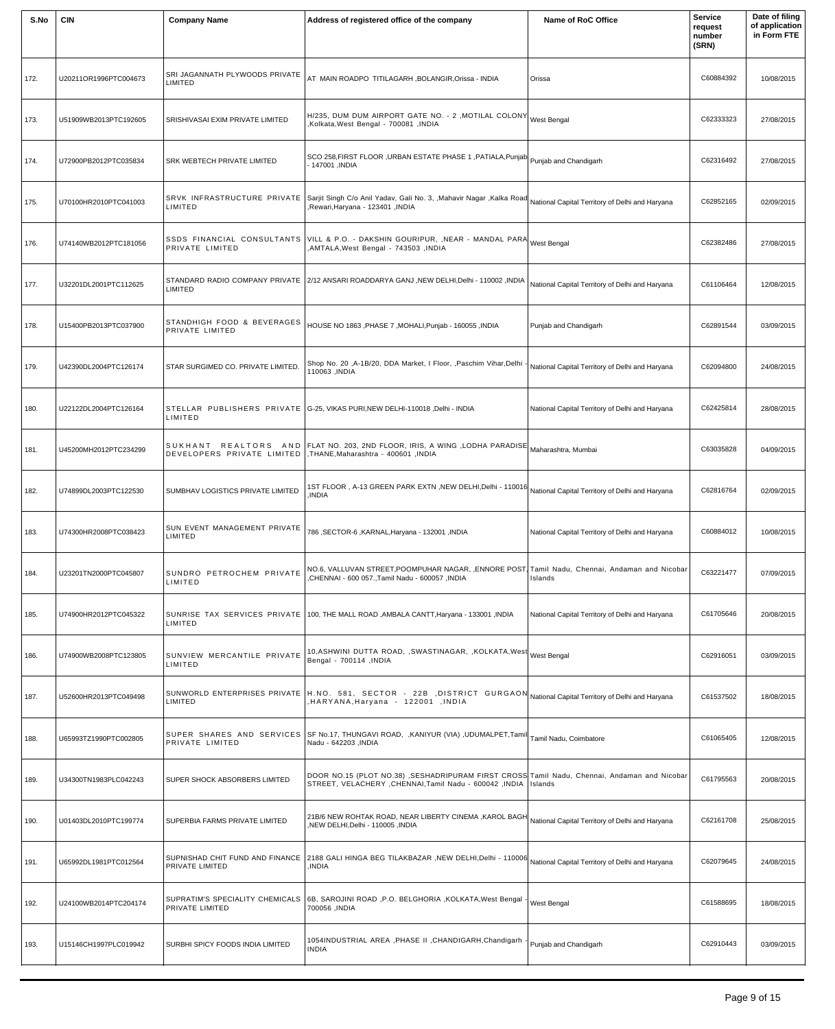| S.No | CIN | Company Name | Address of registered office of the company | Name of RoC Office | Service request number (SRN) | Date of filing of application in Form FTE |
|---|---|---|---|---|---|---|
| 172. | U20211OR1996PTC004673 | SRI JAGANNATH PLYWOODS PRIVATE LIMITED | AT MAIN ROADPO TITILAGARH ,BOLANGIR,Orissa - INDIA | Orissa | C60884392 | 10/08/2015 |
| 173. | U51909WB2013PTC192605 | SRISHIVASAI EXIM PRIVATE LIMITED | H/235, DUM DUM AIRPORT GATE NO. - 2 ,MOTILAL COLONY ,Kolkata,West Bengal - 700081 ,INDIA | West Bengal | C62333323 | 27/08/2015 |
| 174. | U72900PB2012PTC035834 | SRK WEBTECH PRIVATE LIMITED | SCO 258,FIRST FLOOR ,URBAN ESTATE PHASE 1 ,PATIALA,Punjab - 147001 ,INDIA | Punjab and Chandigarh | C62316492 | 27/08/2015 |
| 175. | U70100HR2010PTC041003 | SRVK INFRASTRUCTURE PRIVATE LIMITED | Sarjit Singh C/o Anil Yadav, Gali No. 3, ,Mahavir Nagar ,Kalka Road ,Rewari,Haryana - 123401 ,INDIA | National Capital Territory of Delhi and Haryana | C62852165 | 02/09/2015 |
| 176. | U74140WB2012PTC181056 | SSDS FINANCIAL CONSULTANTS PRIVATE LIMITED | VILL & P.O. - DAKSHIN GOURIPUR, ,NEAR - MANDAL PARA ,AMTALA,West Bengal - 743503 ,INDIA | West Bengal | C62382486 | 27/08/2015 |
| 177. | U32201DL2001PTC112625 | STANDARD RADIO COMPANY PRIVATE LIMITED | 2/12 ANSARI ROADDARYA GANJ ,NEW DELHI,Delhi - 110002 ,INDIA | National Capital Territory of Delhi and Haryana | C61106464 | 12/08/2015 |
| 178. | U15400PB2013PTC037900 | STANDHIGH FOOD & BEVERAGES PRIVATE LIMITED | HOUSE NO 1863 ,PHASE 7 ,MOHALI,Punjab - 160055 ,INDIA | Punjab and Chandigarh | C62891544 | 03/09/2015 |
| 179. | U42390DL2004PTC126174 | STAR SURGIMED CO. PRIVATE LIMITED. | Shop No. 20 ,A-1B/20, DDA Market, I Floor, ,Paschim Vihar,Delhi - 110063 ,INDIA | National Capital Territory of Delhi and Haryana | C62094800 | 24/08/2015 |
| 180. | U22122DL2004PTC126164 | STELLAR PUBLISHERS PRIVATE LIMITED | G-25, VIKAS PURI,NEW DELHI-110018 ,Delhi - INDIA | National Capital Territory of Delhi and Haryana | C62425814 | 28/08/2015 |
| 181. | U45200MH2012PTC234299 | SUKHANT REALTORS AND DEVELOPERS PRIVATE LIMITED | FLAT NO. 203, 2ND FLOOR, IRIS, A WING ,LODHA PARADISE ,THANE,Maharashtra - 400601 ,INDIA | Maharashtra, Mumbai | C63035828 | 04/09/2015 |
| 182. | U74899DL2003PTC122530 | SUMBHAV LOGISTICS PRIVATE LIMITED | 1ST FLOOR , A-13 GREEN PARK EXTN ,NEW DELHI,Delhi - 110016 ,INDIA | National Capital Territory of Delhi and Haryana | C62816764 | 02/09/2015 |
| 183. | U74300HR2008PTC038423 | SUN EVENT MANAGEMENT PRIVATE LIMITED | 786 ,SECTOR-6 ,KARNAL,Haryana - 132001 ,INDIA | National Capital Territory of Delhi and Haryana | C60884012 | 10/08/2015 |
| 184. | U23201TN2000PTC045807 | SUNDRO PETROCHEM PRIVATE LIMITED | NO.6, VALLUVAN STREET,POOMPUHAR NAGAR, ,ENNORE POST ,CHENNAI - 600 057.,Tamil Nadu - 600057 ,INDIA | Tamil Nadu, Chennai, Andaman and Nicobar Islands | C63221477 | 07/09/2015 |
| 185. | U74900HR2012PTC045322 | SUNRISE TAX SERVICES PRIVATE LIMITED | 100, THE MALL ROAD ,AMBALA CANTT,Haryana - 133001 ,INDIA | National Capital Territory of Delhi and Haryana | C61705646 | 20/08/2015 |
| 186. | U74900WB2008PTC123805 | SUNVIEW MERCANTILE PRIVATE LIMITED | 10,ASHWINI DUTTA ROAD, ,SWASTINAGAR, ,KOLKATA,West Bengal - 700114 ,INDIA | West Bengal | C62916051 | 03/09/2015 |
| 187. | U52600HR2013PTC049498 | SUNWORLD ENTERPRISES PRIVATE LIMITED | H.NO. 581, SECTOR - 22B ,DISTRICT GURGAON ,HARYANA,Haryana - 122001 ,INDIA | National Capital Territory of Delhi and Haryana | C61537502 | 18/08/2015 |
| 188. | U65993TZ1990PTC002805 | SUPER SHARES AND SERVICES PRIVATE LIMITED | SF No.17, THUNGAVI ROAD, ,KANIYUR (VIA) ,UDUMALPET,Tamil Nadu - 642203 ,INDIA | Tamil Nadu, Coimbatore | C61065405 | 12/08/2015 |
| 189. | U34300TN1983PLC042243 | SUPER SHOCK ABSORBERS LIMITED | DOOR NO.15 (PLOT NO.38) ,SESHADRIPURAM FIRST CROSS STREET, VELACHERY ,CHENNAI,Tamil Nadu - 600042 ,INDIA | Tamil Nadu, Chennai, Andaman and Nicobar Islands | C61795563 | 20/08/2015 |
| 190. | U01403DL2010PTC199774 | SUPERBIA FARMS PRIVATE LIMITED | 21B/6 NEW ROHTAK ROAD, NEAR LIBERTY CINEMA ,KAROL BAGH ,NEW DELHI,Delhi - 110005 ,INDIA | National Capital Territory of Delhi and Haryana | C62161708 | 25/08/2015 |
| 191. | U65992DL1981PTC012564 | SUPNISHAD CHIT FUND AND FINANCE PRIVATE LIMITED | 2188 GALI HINGA BEG TILAKBAZAR ,NEW DELHI,Delhi - 110006 ,INDIA | National Capital Territory of Delhi and Haryana | C62079645 | 24/08/2015 |
| 192. | U24100WB2014PTC204174 | SUPRATIM'S SPECIALITY CHEMICALS PRIVATE LIMITED | 6B, SAROJINI ROAD ,P.O. BELGHORIA ,KOLKATA,West Bengal - 700056 ,INDIA | West Bengal | C61588695 | 18/08/2015 |
| 193. | U15146CH1997PLC019942 | SURBHI SPICY FOODS INDIA LIMITED | 1054INDUSTRIAL AREA ,PHASE II ,CHANDIGARH,Chandigarh - INDIA | Punjab and Chandigarh | C62910443 | 03/09/2015 |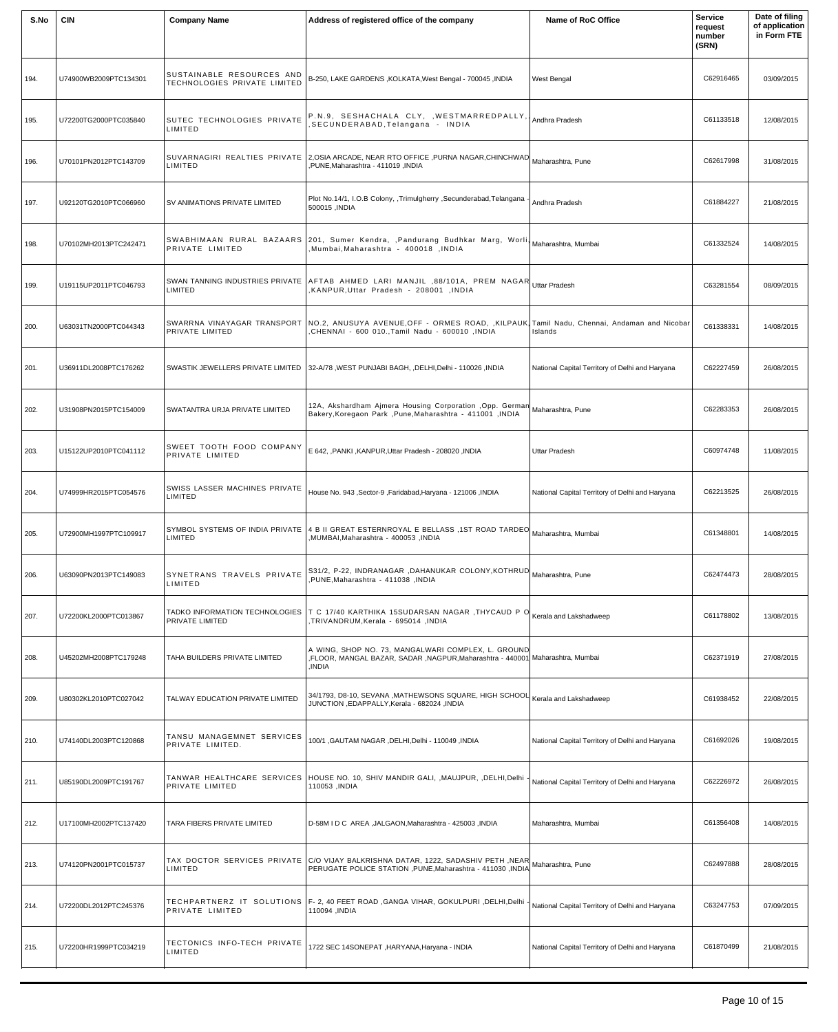| S.No | CIN | Company Name | Address of registered office of the company | Name of RoC Office | Service request number (SRN) | Date of filing of application in Form FTE |
|---|---|---|---|---|---|---|
| 194. | U74900WB2009PTC134301 | SUSTAINABLE RESOURCES AND TECHNOLOGIES PRIVATE LIMITED | B-250, LAKE GARDENS ,KOLKATA,West Bengal - 700045 ,INDIA | West Bengal | C62916465 | 03/09/2015 |
| 195. | U72200TG2000PTC035840 | SUTEC TECHNOLOGIES PRIVATE LIMITED | P.N.9, SESHACHALA CLY, ,WESTMARREDPALLY, ,SECUNDERABAD,Telangana - INDIA | Andhra Pradesh | C61133518 | 12/08/2015 |
| 196. | U70101PN2012PTC143709 | SUVARNAGIRI REALTIES PRIVATE LIMITED | 2,OSIA ARCADE, NEAR RTO OFFICE ,PURNA NAGAR,CHINCHWAD ,PUNE,Maharashtra - 411019 ,INDIA | Maharashtra, Pune | C62617998 | 31/08/2015 |
| 197. | U92120TG2010PTC066960 | SV ANIMATIONS PRIVATE LIMITED | Plot No.14/1, I.O.B Colony, ,Trimulgherry ,Secunderabad,Telangana - 500015 ,INDIA | Andhra Pradesh | C61884227 | 21/08/2015 |
| 198. | U70102MH2013PTC242471 | SWABHIMAAN RURAL BAZAARS PRIVATE LIMITED | 201, Sumer Kendra, ,Pandurang Budhkar Marg, Worli, ,Mumbai,Maharashtra - 400018 ,INDIA | Maharashtra, Mumbai | C61332524 | 14/08/2015 |
| 199. | U19115UP2011PTC046793 | SWAN TANNING INDUSTRIES PRIVATE LIMITED | AFTAB AHMED LARI MANJIL ,88/101A, PREM NAGAR ,KANPUR,Uttar Pradesh - 208001 ,INDIA | Uttar Pradesh | C63281554 | 08/09/2015 |
| 200. | U63031TN2000PTC044343 | SWARRNA VINAYAGAR TRANSPORT PRIVATE LIMITED | NO.2, ANUSUYA AVENUE,OFF - ORMES ROAD, ,KILPAUK ,CHENNAI - 600 010.,Tamil Nadu - 600010 ,INDIA | Tamil Nadu, Chennai, Andaman and Nicobar Islands | C61338331 | 14/08/2015 |
| 201. | U36911DL2008PTC176262 | SWASTIK JEWELLERS PRIVATE LIMITED | 32-A/78 ,WEST PUNJABI BAGH, ,DELHI,Delhi - 110026 ,INDIA | National Capital Territory of Delhi and Haryana | C62227459 | 26/08/2015 |
| 202. | U31908PN2015PTC154009 | SWATANTRA URJA PRIVATE LIMITED | 12A, Akshardham Ajmera Housing Corporation ,Opp. German Bakery,Koregaon Park ,Pune,Maharashtra - 411001 ,INDIA | Maharashtra, Pune | C62283353 | 26/08/2015 |
| 203. | U15122UP2010PTC041112 | SWEET TOOTH FOOD COMPANY PRIVATE LIMITED | E 642, ,PANKI ,KANPUR,Uttar Pradesh - 208020 ,INDIA | Uttar Pradesh | C60974748 | 11/08/2015 |
| 204. | U74999HR2015PTC054576 | SWISS LASSER MACHINES PRIVATE LIMITED | House No. 943 ,Sector-9 ,Faridabad,Haryana - 121006 ,INDIA | National Capital Territory of Delhi and Haryana | C62213525 | 26/08/2015 |
| 205. | U72900MH1997PTC109917 | SYMBOL SYSTEMS OF INDIA PRIVATE LIMITED | 4 B II GREAT ESTERNROYAL E BELLASS ,1ST ROAD TARDEO ,MUMBAI,Maharashtra - 400053 ,INDIA | Maharashtra, Mumbai | C61348801 | 14/08/2015 |
| 206. | U63090PN2013PTC149083 | SYNETRANS TRAVELS PRIVATE LIMITED | S31/2, P-22, INDRANAGAR ,DAHANUKAR COLONY,KOTHRUD ,PUNE,Maharashtra - 411038 ,INDIA | Maharashtra, Pune | C62474473 | 28/08/2015 |
| 207. | U72200KL2000PTC013867 | TADKO INFORMATION TECHNOLOGIES PRIVATE LIMITED | T C 17/40 KARTHIKA 15SUDARSAN NAGAR ,THYCAUD P O ,TRIVANDRUM,Kerala - 695014 ,INDIA | Kerala and Lakshadweep | C61178802 | 13/08/2015 |
| 208. | U45202MH2008PTC179248 | TAHA BUILDERS PRIVATE LIMITED | A WING, SHOP NO. 73, MANGALWARI COMPLEX, L. GROUND ,FLOOR, MANGAL BAZAR, SADAR ,NAGPUR,Maharashtra - 440001 ,INDIA | Maharashtra, Mumbai | C62371919 | 27/08/2015 |
| 209. | U80302KL2010PTC027042 | TALWAY EDUCATION PRIVATE LIMITED | 34/1793, D8-10, SEVANA ,MATHEWSONS SQUARE, HIGH SCHOOL JUNCTION ,EDAPPALLY,Kerala - 682024 ,INDIA | Kerala and Lakshadweep | C61938452 | 22/08/2015 |
| 210. | U74140DL2003PTC120868 | TANSU MANAGEMNET SERVICES PRIVATE LIMITED. | 100/1 ,GAUTAM NAGAR ,DELHI,Delhi - 110049 ,INDIA | National Capital Territory of Delhi and Haryana | C61692026 | 19/08/2015 |
| 211. | U85190DL2009PTC191767 | TANWAR HEALTHCARE SERVICES PRIVATE LIMITED | HOUSE NO. 10, SHIV MANDIR GALI, ,MAUJPUR, ,DELHI,Delhi - 110053 ,INDIA | National Capital Territory of Delhi and Haryana | C62226972 | 26/08/2015 |
| 212. | U17100MH2002PTC137420 | TARA FIBERS PRIVATE LIMITED | D-58M I D C AREA ,JALGAON,Maharashtra - 425003 ,INDIA | Maharashtra, Mumbai | C61356408 | 14/08/2015 |
| 213. | U74120PN2001PTC015737 | TAX DOCTOR SERVICES PRIVATE LIMITED | C/O VIJAY BALKRISHNA DATAR, 1222, SADASHIV PETH ,NEAR PERUGATE POLICE STATION ,PUNE,Maharashtra - 411030 ,INDIA | Maharashtra, Pune | C62497888 | 28/08/2015 |
| 214. | U72200DL2012PTC245376 | TECHPARTNERZ IT SOLUTIONS PRIVATE LIMITED | F- 2, 40 FEET ROAD ,GANGA VIHAR, GOKULPURI ,DELHI,Delhi - 110094 ,INDIA | National Capital Territory of Delhi and Haryana | C63247753 | 07/09/2015 |
| 215. | U72200HR1999PTC034219 | TECTONICS INFO-TECH PRIVATE LIMITED | 1722 SEC 14SONEPAT ,HARYANA,Haryana - INDIA | National Capital Territory of Delhi and Haryana | C61870499 | 21/08/2015 |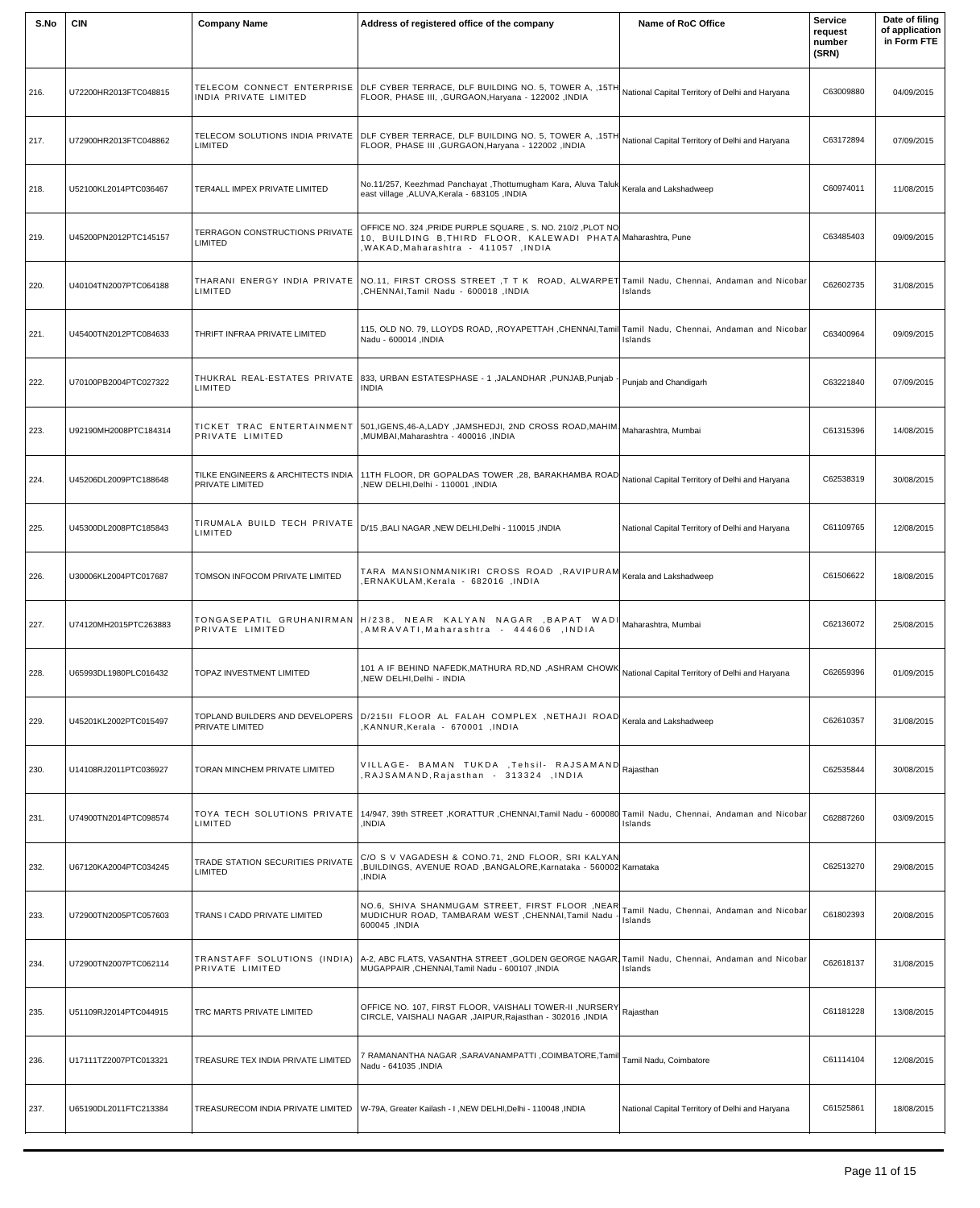| S.No | CIN | Company Name | Address of registered office of the company | Name of RoC Office | Service request number (SRN) | Date of filing of application in Form FTE |
|---|---|---|---|---|---|---|
| 216. | U72200HR2013FTC048815 | TELECOM CONNECT ENTERPRISE INDIA PRIVATE LIMITED | DLF CYBER TERRACE, DLF BUILDING NO. 5, TOWER A, ,15TH FLOOR, PHASE III, ,GURGAON,Haryana - 122002 ,INDIA | National Capital Territory of Delhi and Haryana | C63009880 | 04/09/2015 |
| 217. | U72900HR2013FTC048862 | TELECOM SOLUTIONS INDIA PRIVATE LIMITED | DLF CYBER TERRACE, DLF BUILDING NO. 5, TOWER A, ,15TH FLOOR, PHASE III ,GURGAON,Haryana - 122002 ,INDIA | National Capital Territory of Delhi and Haryana | C63172894 | 07/09/2015 |
| 218. | U52100KL2014PTC036467 | TER4ALL IMPEX PRIVATE LIMITED | No.11/257, Keezhmad Panchayat ,Thottumugham Kara, Aluva Taluk east village ,ALUVA,Kerala - 683105 ,INDIA | Kerala and Lakshadweep | C60974011 | 11/08/2015 |
| 219. | U45200PN2012PTC145157 | TERRAGON CONSTRUCTIONS PRIVATE LIMITED | OFFICE NO. 324 ,PRIDE PURPLE SQUARE , S. NO. 210/2 ,PLOT NO 10, BUILDING B,THIRD FLOOR, KALEWADI PHATA ,WAKAD,Maharashtra - 411057 ,INDIA | Maharashtra, Pune | C63485403 | 09/09/2015 |
| 220. | U40104TN2007PTC064188 | THARANI ENERGY INDIA PRIVATE LIMITED | NO.11, FIRST CROSS STREET ,T T K ROAD, ALWARPET ,CHENNAI,Tamil Nadu - 600018 ,INDIA | Tamil Nadu, Chennai, Andaman and Nicobar Islands | C62602735 | 31/08/2015 |
| 221. | U45400TN2012PTC084633 | THRIFT INFRAA PRIVATE LIMITED | 115, OLD NO. 79, LLOYDS ROAD, ,ROYAPETTAH ,CHENNAI,Tamil Nadu - 600014 ,INDIA | Tamil Nadu, Chennai, Andaman and Nicobar Islands | C63400964 | 09/09/2015 |
| 222. | U70100PB2004PTC027322 | THUKRAL REAL-ESTATES PRIVATE LIMITED | 833, URBAN ESTATESPHASE - 1 ,JALANDHAR ,PUNJAB,Punjab - INDIA | Punjab and Chandigarh | C63221840 | 07/09/2015 |
| 223. | U92190MH2008PTC184314 | TICKET TRAC ENTERTAINMENT PRIVATE LIMITED | 501,IGENS,46-A,LADY ,JAMSHEDJI, 2ND CROSS ROAD,MAHIM. ,MUMBAI,Maharashtra - 400016 ,INDIA | Maharashtra, Mumbai | C61315396 | 14/08/2015 |
| 224. | U45206DL2009PTC188648 | TILKE ENGINEERS & ARCHITECTS INDIA PRIVATE LIMITED | 11TH FLOOR, DR GOPALDAS TOWER ,28, BARAKHAMBA ROAD ,NEW DELHI,Delhi - 110001 ,INDIA | National Capital Territory of Delhi and Haryana | C62538319 | 30/08/2015 |
| 225. | U45300DL2008PTC185843 | TIRUMALA BUILD TECH PRIVATE LIMITED | D/15 ,BALI NAGAR ,NEW DELHI,Delhi - 110015 ,INDIA | National Capital Territory of Delhi and Haryana | C61109765 | 12/08/2015 |
| 226. | U30006KL2004PTC017687 | TOMSON INFOCOM PRIVATE LIMITED | TARA MANSIONMANIKIRI CROSS ROAD ,RAVIPURAM ,ERNAKULAM,Kerala - 682016 ,INDIA | Kerala and Lakshadweep | C61506622 | 18/08/2015 |
| 227. | U74120MH2015PTC263883 | TONGASEPATIL GRUHANIRMAN PRIVATE LIMITED | H/238, NEAR KALYAN NAGAR ,BAPAT WADI ,AMRAVATI,Maharashtra - 444606 ,INDIA | Maharashtra, Mumbai | C62136072 | 25/08/2015 |
| 228. | U65993DL1980PLC016432 | TOPAZ INVESTMENT LIMITED | 101 A IF BEHIND NAFEDK,MATHURA RD,ND ,ASHRAM CHOWK ,NEW DELHI,Delhi - INDIA | National Capital Territory of Delhi and Haryana | C62659396 | 01/09/2015 |
| 229. | U45201KL2002PTC015497 | TOPLAND BUILDERS AND DEVELOPERS PRIVATE LIMITED | D/215II FLOOR AL FALAH COMPLEX ,NETHAJI ROAD ,KANNUR,Kerala - 670001 ,INDIA | Kerala and Lakshadweep | C62610357 | 31/08/2015 |
| 230. | U14108RJ2011PTC036927 | TORAN MINCHEM PRIVATE LIMITED | VILLAGE- BAMAN TUKDA ,Tehsil- RAJSAMAND ,RAJSAMAND,Rajasthan - 313324 ,INDIA | Rajasthan | C62535844 | 30/08/2015 |
| 231. | U74900TN2014PTC098574 | TOYA TECH SOLUTIONS PRIVATE LIMITED | 14/947, 39th STREET ,KORATTUR ,CHENNAI,Tamil Nadu - 600080 ,INDIA | Tamil Nadu, Chennai, Andaman and Nicobar Islands | C62887260 | 03/09/2015 |
| 232. | U67120KA2004PTC034245 | TRADE STATION SECURITIES PRIVATE LIMITED | C/O S V VAGADESH & CONO.71, 2ND FLOOR, SRI KALYAN ,BUILDINGS, AVENUE ROAD ,BANGALORE,Karnataka - 560002 ,INDIA | Karnataka | C62513270 | 29/08/2015 |
| 233. | U72900TN2005PTC057603 | TRANS I CADD PRIVATE LIMITED | NO.6, SHIVA SHANMUGAM STREET, FIRST FLOOR ,NEAR MUDICHUR ROAD, TAMBARAM WEST ,CHENNAI,Tamil Nadu - 600045 ,INDIA | Tamil Nadu, Chennai, Andaman and Nicobar Islands | C61802393 | 20/08/2015 |
| 234. | U72900TN2007PTC062114 | TRANSTAFF SOLUTIONS (INDIA) PRIVATE LIMITED | A-2, ABC FLATS, VASANTHA STREET ,GOLDEN GEORGE NAGAR, MUGAPPAIR ,CHENNAI,Tamil Nadu - 600107 ,INDIA | Tamil Nadu, Chennai, Andaman and Nicobar Islands | C62618137 | 31/08/2015 |
| 235. | U51109RJ2014PTC044915 | TRC MARTS PRIVATE LIMITED | OFFICE NO. 107, FIRST FLOOR, VAISHALI TOWER-II ,NURSERY CIRCLE, VAISHALI NAGAR ,JAIPUR,Rajasthan - 302016 ,INDIA | Rajasthan | C61181228 | 13/08/2015 |
| 236. | U17111TZ2007PTC013321 | TREASURE TEX INDIA PRIVATE LIMITED | 7 RAMANANTHA NAGAR ,SARAVANAMPATTI ,COIMBATORE,Tamil Nadu - 641035 ,INDIA | Tamil Nadu, Coimbatore | C61114104 | 12/08/2015 |
| 237. | U65190DL2011FTC213384 | TREASURECOM INDIA PRIVATE LIMITED | W-79A, Greater Kailash - I ,NEW DELHI,Delhi - 110048 ,INDIA | National Capital Territory of Delhi and Haryana | C61525861 | 18/08/2015 |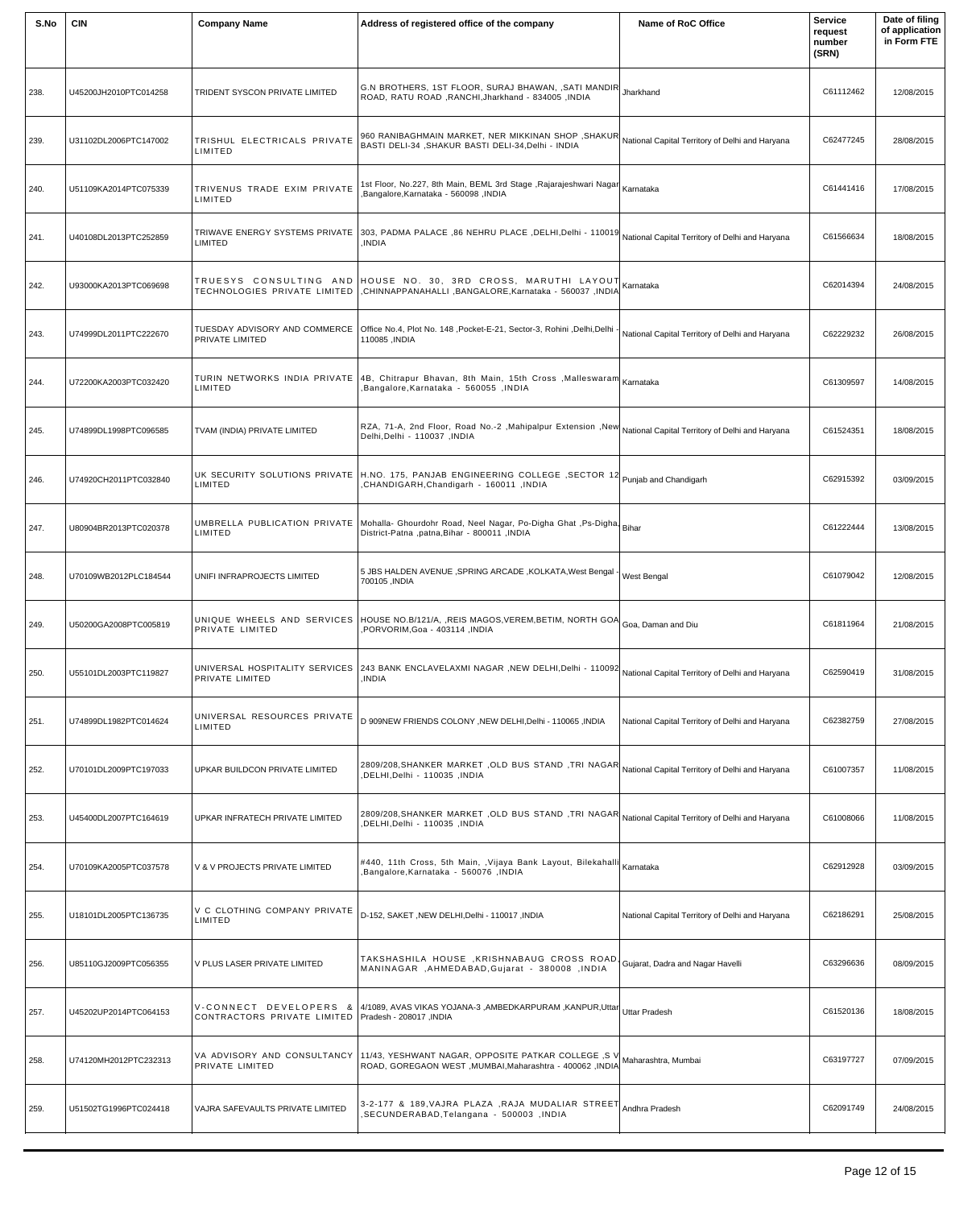| S.No | CIN | Company Name | Address of registered office of the company | Name of RoC Office | Service request number (SRN) | Date of filing of application in Form FTE |
|---|---|---|---|---|---|---|
| 238. | U45200JH2010PTC014258 | TRIDENT SYSCON PRIVATE LIMITED | G.N BROTHERS, 1ST FLOOR, SURAJ BHAWAN, ,SATI MANDIR ROAD, RATU ROAD ,RANCHI,Jharkhand - 834005 ,INDIA | Jharkhand | C61112462 | 12/08/2015 |
| 239. | U31102DL2006PTC147002 | TRISHUL ELECTRICALS PRIVATE LIMITED | 960 RANIBAGHMAIN MARKET, NER MIKKINAN SHOP ,SHAKUR BASTI DELI-34 ,SHAKUR BASTI DELI-34,Delhi - INDIA | National Capital Territory of Delhi and Haryana | C62477245 | 28/08/2015 |
| 240. | U51109KA2014PTC075339 | TRIVENUS TRADE EXIM PRIVATE LIMITED | 1st Floor, No.227, 8th Main, BEML 3rd Stage ,Rajarajeshwari Nagar ,Bangalore,Karnataka - 560098 ,INDIA | Karnataka | C61441416 | 17/08/2015 |
| 241. | U40108DL2013PTC252859 | TRIWAVE ENERGY SYSTEMS PRIVATE LIMITED | 303, PADMA PALACE ,86 NEHRU PLACE ,DELHI,Delhi - 110019 ,INDIA | National Capital Territory of Delhi and Haryana | C61566634 | 18/08/2015 |
| 242. | U93000KA2013PTC069698 | TRUESYS CONSULTING AND TECHNOLOGIES PRIVATE LIMITED | HOUSE NO. 30, 3RD CROSS, MARUTHI LAYOUT ,CHINNAPPANAHALLI ,BANGALORE,Karnataka - 560037 ,INDIA | Karnataka | C62014394 | 24/08/2015 |
| 243. | U74999DL2011PTC222670 | TUESDAY ADVISORY AND COMMERCE PRIVATE LIMITED | Office No.4, Plot No. 148 ,Pocket-E-21, Sector-3, Rohini ,Delhi,Delhi - 110085 ,INDIA | National Capital Territory of Delhi and Haryana | C62229232 | 26/08/2015 |
| 244. | U72200KA2003PTC032420 | TURIN NETWORKS INDIA PRIVATE LIMITED | 4B, Chitrapur Bhavan, 8th Main, 15th Cross ,Malleswaram ,Bangalore,Karnataka - 560055 ,INDIA | Karnataka | C61309597 | 14/08/2015 |
| 245. | U74899DL1998PTC096585 | TVAM (INDIA) PRIVATE LIMITED | RZA, 71-A, 2nd Floor, Road No.-2 ,Mahipalpur Extension ,New Delhi,Delhi - 110037 ,INDIA | National Capital Territory of Delhi and Haryana | C61524351 | 18/08/2015 |
| 246. | U74920CH2011PTC032840 | UK SECURITY SOLUTIONS PRIVATE LIMITED | H.NO. 175, PANJAB ENGINEERING COLLEGE ,SECTOR 12 ,CHANDIGARH,Chandigarh - 160011 ,INDIA | Punjab and Chandigarh | C62915392 | 03/09/2015 |
| 247. | U80904BR2013PTC020378 | UMBRELLA PUBLICATION PRIVATE LIMITED | Mohalla- Ghourdohr Road, Neel Nagar, Po-Digha Ghat ,Ps-Digha, District-Patna ,patna,Bihar - 800011 ,INDIA | Bihar | C61222444 | 13/08/2015 |
| 248. | U70109WB2012PLC184544 | UNIFI INFRAPROJECTS LIMITED | 5 JBS HALDEN AVENUE ,SPRING ARCADE ,KOLKATA,West Bengal - 700105 ,INDIA | West Bengal | C61079042 | 12/08/2015 |
| 249. | U50200GA2008PTC005819 | UNIQUE WHEELS AND SERVICES PRIVATE LIMITED | HOUSE NO.B/121/A, ,REIS MAGOS,VEREM,BETIM, NORTH GOA ,PORVORIM,Goa - 403114 ,INDIA | Goa, Daman and Diu | C61811964 | 21/08/2015 |
| 250. | U55101DL2003PTC119827 | UNIVERSAL HOSPITALITY SERVICES PRIVATE LIMITED | 243 BANK ENCLAVELAXMI NAGAR ,NEW DELHI,Delhi - 110092 ,INDIA | National Capital Territory of Delhi and Haryana | C62590419 | 31/08/2015 |
| 251. | U74899DL1982PTC014624 | UNIVERSAL RESOURCES PRIVATE LIMITED | D 909NEW FRIENDS COLONY ,NEW DELHI,Delhi - 110065 ,INDIA | National Capital Territory of Delhi and Haryana | C62382759 | 27/08/2015 |
| 252. | U70101DL2009PTC197033 | UPKAR BUILDCON PRIVATE LIMITED | 2809/208,SHANKER MARKET ,OLD BUS STAND ,TRI NAGAR ,DELHI,Delhi - 110035 ,INDIA | National Capital Territory of Delhi and Haryana | C61007357 | 11/08/2015 |
| 253. | U45400DL2007PTC164619 | UPKAR INFRATECH PRIVATE LIMITED | 2809/208,SHANKER MARKET ,OLD BUS STAND ,TRI NAGAR ,DELHI,Delhi - 110035 ,INDIA | National Capital Territory of Delhi and Haryana | C61008066 | 11/08/2015 |
| 254. | U70109KA2005PTC037578 | V & V PROJECTS PRIVATE LIMITED | #440, 11th Cross, 5th Main, ,Vijaya Bank Layout, Bilekahalli ,Bangalore,Karnataka - 560076 ,INDIA | Karnataka | C62912928 | 03/09/2015 |
| 255. | U18101DL2005PTC136735 | V C CLOTHING COMPANY PRIVATE LIMITED | D-152, SAKET ,NEW DELHI,Delhi - 110017 ,INDIA | National Capital Territory of Delhi and Haryana | C62186291 | 25/08/2015 |
| 256. | U85110GJ2009PTC056355 | V PLUS LASER PRIVATE LIMITED | TAKSHASHILA HOUSE ,KRISHNABAUG CROSS ROAD, MANINAGAR ,AHMEDABAD,Gujarat - 380008 ,INDIA | Gujarat, Dadra and Nagar Havelli | C63296636 | 08/09/2015 |
| 257. | U45202UP2014PTC064153 | V-CONNECT DEVELOPERS & CONTRACTORS PRIVATE LIMITED | 4/1089, AVAS VIKAS YOJANA-3 ,AMBEDKARPURAM ,KANPUR,Uttar Pradesh - 208017 ,INDIA | Uttar Pradesh | C61520136 | 18/08/2015 |
| 258. | U74120MH2012PTC232313 | VA ADVISORY AND CONSULTANCY PRIVATE LIMITED | 11/43, YESHWANT NAGAR, OPPOSITE PATKAR COLLEGE ,S V ROAD, GOREGAON WEST ,MUMBAI,Maharashtra - 400062 ,INDIA | Maharashtra, Mumbai | C63197727 | 07/09/2015 |
| 259. | U51502TG1996PTC024418 | VAJRA SAFEVAULTS PRIVATE LIMITED | 3-2-177 & 189,VAJRA PLAZA ,RAJA MUDALIAR STREET ,SECUNDERABAD,Telangana - 500003 ,INDIA | Andhra Pradesh | C62091749 | 24/08/2015 |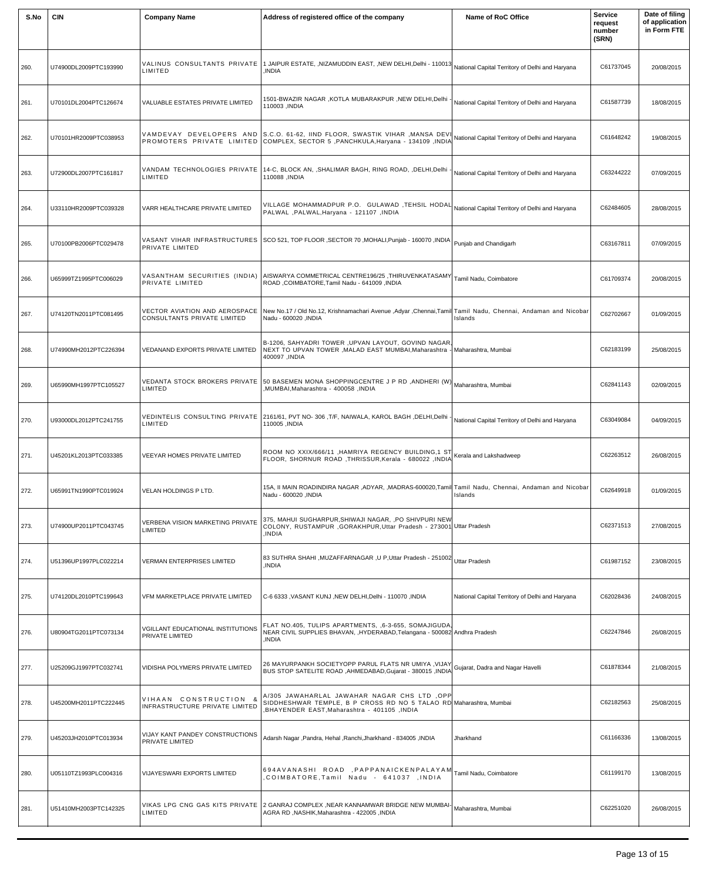| S.No | CIN | Company Name | Address of registered office of the company | Name of RoC Office | Service request number (SRN) | Date of filing of application in Form FTE |
|---|---|---|---|---|---|---|
| 260. | U74900DL2009PTC193990 | VALINUS CONSULTANTS PRIVATE LIMITED | 1 JAIPUR ESTATE, ,NIZAMUDDIN EAST, ,NEW DELHI,Delhi - 110013 ,INDIA | National Capital Territory of Delhi and Haryana | C61737045 | 20/08/2015 |
| 261. | U70101DL2004PTC126674 | VALUABLE ESTATES PRIVATE LIMITED | 1501-BWAZIR NAGAR ,KOTLA MUBARAKPUR ,NEW DELHI,Delhi - 110003 ,INDIA | National Capital Territory of Delhi and Haryana | C61587739 | 18/08/2015 |
| 262. | U70101HR2009PTC038953 | VAMDEVAY DEVELOPERS AND PROMOTERS PRIVATE LIMITED | S.C.O. 61-62, IIND FLOOR, SWASTIK VIHAR ,MANSA DEVI COMPLEX, SECTOR 5 ,PANCHKULA,Haryana - 134109 ,INDIA | National Capital Territory of Delhi and Haryana | C61648242 | 19/08/2015 |
| 263. | U72900DL2007PTC161817 | VANDAM TECHNOLOGIES PRIVATE LIMITED | 14-C, BLOCK AN, ,SHALIMAR BAGH, RING ROAD, ,DELHI,Delhi - 110088 ,INDIA | National Capital Territory of Delhi and Haryana | C63244222 | 07/09/2015 |
| 264. | U33110HR2009PTC039328 | VARR HEALTHCARE PRIVATE LIMITED | VILLAGE MOHAMMADPUR P.O. GULAWAD ,TEHSIL HODAL PALWAL ,PALWAL,Haryana - 121107 ,INDIA | National Capital Territory of Delhi and Haryana | C62484605 | 28/08/2015 |
| 265. | U70100PB2006PTC029478 | VASANT VIHAR INFRASTRUCTURES PRIVATE LIMITED | SCO 521, TOP FLOOR ,SECTOR 70 ,MOHALI,Punjab - 160070 ,INDIA | Punjab and Chandigarh | C63167811 | 07/09/2015 |
| 266. | U65999TZ1995PTC006029 | VASANTHAM SECURITIES (INDIA) PRIVATE LIMITED | AISWARYA COMMETRICAL CENTRE196/25 ,THIRUVENKATASAMY ROAD ,COIMBATORE,Tamil Nadu - 641009 ,INDIA | Tamil Nadu, Coimbatore | C61709374 | 20/08/2015 |
| 267. | U74120TN2011PTC081495 | VECTOR AVIATION AND AEROSPACE CONSULTANTS PRIVATE LIMITED | New No.17 / Old No.12, Krishnamachari Avenue ,Adyar ,Chennai,Tamil Nadu - 600020 ,INDIA | Tamil Nadu, Chennai, Andaman and Nicobar Islands | C62702667 | 01/09/2015 |
| 268. | U74990MH2012PTC226394 | VEDANAND EXPORTS PRIVATE LIMITED | B-1206, SAHYADRI TOWER ,UPVAN LAYOUT, GOVIND NAGAR, NEXT TO UPVAN TOWER ,MALAD EAST MUMBAI,Maharashtra - 400097 ,INDIA | Maharashtra, Mumbai | C62183199 | 25/08/2015 |
| 269. | U65990MH1997PTC105527 | VEDANTA STOCK BROKERS PRIVATE LIMITED | 50 BASEMEN MONA SHOPPINGCENTRE J P RD ,ANDHERI (W) ,MUMBAI,Maharashtra - 400058 ,INDIA | Maharashtra, Mumbai | C62841143 | 02/09/2015 |
| 270. | U93000DL2012PTC241755 | VEDINTELIS CONSULTING PRIVATE LIMITED | 2161/61, PVT NO- 306 ,T/F, NAIWALA, KAROL BAGH ,DELHI,Delhi - 110005 ,INDIA | National Capital Territory of Delhi and Haryana | C63049084 | 04/09/2015 |
| 271. | U45201KL2013PTC033385 | VEEYAR HOMES PRIVATE LIMITED | ROOM NO XXIX/666/11 ,HAMRIYA REGENCY BUILDING,1 ST FLOOR, SHORNUR ROAD ,THRISSUR,Kerala - 680022 ,INDIA | Kerala and Lakshadweep | C62263512 | 26/08/2015 |
| 272. | U65991TN1990PTC019924 | VELAN HOLDINGS P LTD. | 15A, II MAIN ROADINDIRA NAGAR ,ADYAR, ,MADRAS-600020,Tamil Nadu - 600020 ,INDIA | Tamil Nadu, Chennai, Andaman and Nicobar Islands | C62649918 | 01/09/2015 |
| 273. | U74900UP2011PTC043745 | VERBENA VISION MARKETING PRIVATE LIMITED | 375, MAHUI SUGHARPUR,SHIWAJI NAGAR, ,PO SHIVPURI NEW COLONY, RUSTAMPUR ,GORAKHPUR,Uttar Pradesh - 273001 ,INDIA | Uttar Pradesh | C62371513 | 27/08/2015 |
| 274. | U51396UP1997PLC022214 | VERMAN ENTERPRISES LIMITED | 83 SUTHRA SHAHI ,MUZAFFARNAGAR ,U P,Uttar Pradesh - 251002 ,INDIA | Uttar Pradesh | C61987152 | 23/08/2015 |
| 275. | U74120DL2010PTC199643 | VFM MARKETPLACE PRIVATE LIMITED | C-6 6333 ,VASANT KUNJ ,NEW DELHI,Delhi - 110070 ,INDIA | National Capital Territory of Delhi and Haryana | C62028436 | 24/08/2015 |
| 276. | U80904TG2011PTC073134 | VGILLANT EDUCATIONAL INSTITUTIONS PRIVATE LIMITED | FLAT NO.405, TULIPS APARTMENTS, ,6-3-655, SOMAJIGUDA, NEAR CIVIL SUPPLIES BHAVAN, ,HYDERABAD,Telangana - 500082 ,INDIA | Andhra Pradesh | C62247846 | 26/08/2015 |
| 277. | U25209GJ1997PTC032741 | VIDISHA POLYMERS PRIVATE LIMITED | 26 MAYURPANKH SOCIETYOPP PARUL FLATS NR UMIYA ,VIJAY BUS STOP SATELITE ROAD ,AHMEDABAD,Gujarat - 380015 ,INDIA | Gujarat, Dadra and Nagar Havelli | C61878344 | 21/08/2015 |
| 278. | U45200MH2011PTC222445 | VIHAAN CONSTRUCTION & INFRASTRUCTURE PRIVATE LIMITED | A/305 JAWAHARLAL JAWAHAR NAGAR CHS LTD ,OPP SIDDHESHWAR TEMPLE, B P CROSS RD NO 5 TALAO RD ,BHAYENDER EAST,Maharashtra - 401105 ,INDIA | Maharashtra, Mumbai | C62182563 | 25/08/2015 |
| 279. | U45203JH2010PTC013934 | VIJAY KANT PANDEY CONSTRUCTIONS PRIVATE LIMITED | Adarsh Nagar ,Pandra, Hehal ,Ranchi,Jharkhand - 834005 ,INDIA | Jharkhand | C61166336 | 13/08/2015 |
| 280. | U05110TZ1993PLC004316 | VIJAYESWARI EXPORTS LIMITED | 694AVANASHI ROAD ,PAPPANAICKENPALAYAM ,COIMBATORE,Tamil Nadu - 641037 ,INDIA | Tamil Nadu, Coimbatore | C61199170 | 13/08/2015 |
| 281. | U51410MH2003PTC142325 | VIKAS LPG CNG GAS KITS PRIVATE LIMITED | 2 GANRAJ COMPLEX ,NEAR KANNAMWAR BRIDGE NEW MUMBAI-AGRA RD ,NASHIK,Maharashtra - 422005 ,INDIA | Maharashtra, Mumbai | C62251020 | 26/08/2015 |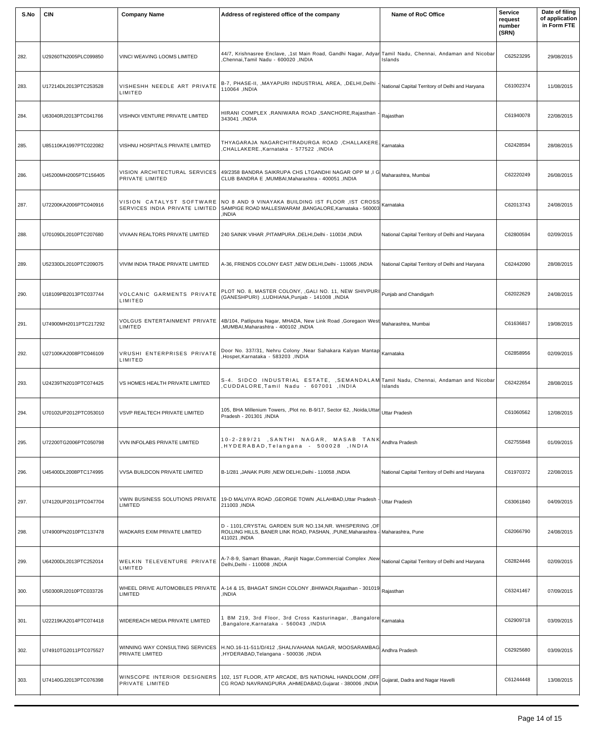| S.No | CIN | Company Name | Address of registered office of the company | Name of RoC Office | Service request number (SRN) | Date of filing of application in Form FTE |
|---|---|---|---|---|---|---|
| 282. | U29260TN2005PLC099850 | VINCI WEAVING LOOMS LIMITED | 44/7, Krishnasree Enclave, ,1st Main Road, Gandhi Nagar, Adyar ,Chennai,Tamil Nadu - 600020 ,INDIA | Tamil Nadu, Chennai, Andaman and Nicobar Islands | C62523295 | 29/08/2015 |
| 283. | U17214DL2013PTC253528 | VISHESHH NEEDLE ART PRIVATE LIMITED | B-7, PHASE-II, ,MAYAPURI INDUSTRIAL AREA, ,DELHI,Delhi - 110064 ,INDIA | National Capital Territory of Delhi and Haryana | C61002374 | 11/08/2015 |
| 284. | U63040RJ2013PTC041766 | VISHNOI VENTURE PRIVATE LIMITED | HIRANI COMPLEX ,RANIWARA ROAD ,SANCHORE,Rajasthan - 343041 ,INDIA | Rajasthan | C61940078 | 22/08/2015 |
| 285. | U85110KA1997PTC022082 | VISHNU HOSPITALS PRIVATE LIMITED | THYAGARAJA NAGARCHITRADURGA ROAD ,CHALLAKERE. ,CHALLAKERE.,Karnataka - 577522 ,INDIA | Karnataka | C62428594 | 28/08/2015 |
| 286. | U45200MH2005PTC156405 | VISION ARCHITECTURAL SERVICES PRIVATE LIMITED | 49/2358 BANDRA SAIKRUPA CHS LTGANDHI NAGAR OPP M ,I G CLUB BANDRA E ,MUMBAI,Maharashtra - 400051 ,INDIA | Maharashtra, Mumbai | C62220249 | 26/08/2015 |
| 287. | U72200KA2006PTC040916 | VISION CATALYST SOFTWARE SERVICES INDIA PRIVATE LIMITED | NO 8 AND 9 VINAYAKA BUILDING IST FLOOR ,IST CROSS SAMPIGE ROAD MALLESWARAM ,BANGALORE,Karnataka - 560003 ,INDIA | Karnataka | C62013743 | 24/08/2015 |
| 288. | U70109DL2010PTC207680 | VIVAAN REALTORS PRIVATE LIMITED | 240 SAINIK VIHAR ,PITAMPURA ,DELHI,Delhi - 110034 ,INDIA | National Capital Territory of Delhi and Haryana | C62800594 | 02/09/2015 |
| 289. | U52330DL2010PTC209075 | VIVIM INDIA TRADE PRIVATE LIMITED | A-36, FRIENDS COLONY EAST ,NEW DELHI,Delhi - 110065 ,INDIA | National Capital Territory of Delhi and Haryana | C62442090 | 28/08/2015 |
| 290. | U18109PB2013PTC037744 | VOLCANIC GARMENTS PRIVATE LIMITED | PLOT NO. 8, MASTER COLONY, ,GALI NO. 11, NEW SHIVPURI (GANESHPURI) ,LUDHIANA,Punjab - 141008 ,INDIA | Punjab and Chandigarh | C62022629 | 24/08/2015 |
| 291. | U74900MH2011PTC217292 | VOLGUS ENTERTAINMENT PRIVATE LIMITED | 4B/104, Patliputra Nagar, MHADA, New Link Road ,Goregaon West ,MUMBAI,Maharashtra - 400102 ,INDIA | Maharashtra, Mumbai | C61636817 | 19/08/2015 |
| 292. | U27100KA2008PTC046109 | VRUSHI ENTERPRISES PRIVATE LIMITED | Door No. 337/31, Nehru Colony ,Near Sahakara Kalyan Mantap ,Hospet,Karnataka - 583203 ,INDIA | Karnataka | C62858956 | 02/09/2015 |
| 293. | U24239TN2010PTC074425 | VS HOMES HEALTH PRIVATE LIMITED | S-4. SIDCO INDUSTRIAL ESTATE, ,SEMANDALAM ,CUDDALORE,Tamil Nadu - 607001 ,INDIA | Tamil Nadu, Chennai, Andaman and Nicobar Islands | C62422654 | 28/08/2015 |
| 294. | U70102UP2012PTC053010 | VSVP REALTECH PRIVATE LIMITED | 105, BHA Millenium Towers, ,Plot no. B-9/17, Sector 62, ,Noida,Uttar Pradesh - 201301 ,INDIA | Uttar Pradesh | C61060562 | 12/08/2015 |
| 295. | U72200TG2006PTC050798 | VVN INFOLABS PRIVATE LIMITED | 10-2-289/21 ,SANTHI NAGAR, MASAB TANK ,HYDERABAD,Telangana - 500028 ,INDIA | Andhra Pradesh | C62755848 | 01/09/2015 |
| 296. | U45400DL2008PTC174995 | VVSA BUILDCON PRIVATE LIMITED | B-1/281 ,JANAK PURI ,NEW DELHI,Delhi - 110058 ,INDIA | National Capital Territory of Delhi and Haryana | C61970372 | 22/08/2015 |
| 297. | U74120UP2011PTC047704 | VWIN BUSINESS SOLUTIONS PRIVATE LIMITED | 19-D MALVIYA ROAD ,GEORGE TOWN ,ALLAHABAD,Uttar Pradesh - 211003 ,INDIA | Uttar Pradesh | C63061840 | 04/09/2015 |
| 298. | U74900PN2010PTC137478 | WADKARS EXIM PRIVATE LIMITED | D - 1101,CRYSTAL GARDEN SUR NO.134,NR. WHISPERING ,OF ROLLING HILLS, BANER LINK ROAD, PASHAN, ,PUNE,Maharashtra - 411021 ,INDIA | Maharashtra, Pune | C62066790 | 24/08/2015 |
| 299. | U64200DL2013PTC252014 | WELKIN TELEVENTURE PRIVATE LIMITED | A-7-8-9, Samart Bhawan, ,Ranjit Nagar,Commercial Complex ,New Delhi,Delhi - 110008 ,INDIA | National Capital Territory of Delhi and Haryana | C62824446 | 02/09/2015 |
| 300. | U50300RJ2010PTC033726 | WHEEL DRIVE AUTOMOBILES PRIVATE LIMITED | A-14 & 15, BHAGAT SINGH COLONY ,BHIWADI,Rajasthan - 301019 ,INDIA | Rajasthan | C63241467 | 07/09/2015 |
| 301. | U22219KA2014PTC074418 | WIDEREACH MEDIA PRIVATE LIMITED | 1 BM 219, 3rd Floor, 3rd Cross Kasturinagar, ,Bangalore ,Bangalore,Karnataka - 560043 ,INDIA | Karnataka | C62909718 | 03/09/2015 |
| 302. | U74910TG2011PTC075527 | WINNING WAY CONSULTING SERVICES PRIVATE LIMITED | H.NO.16-11-511/D/412 ,SHALIVAHANA NAGAR, MOOSARAMBAG ,HYDERABAD,Telangana - 500036 ,INDIA | Andhra Pradesh | C62925680 | 03/09/2015 |
| 303. | U74140GJ2013PTC076398 | WINSCOPE INTERIOR DESIGNERS PRIVATE LIMITED | 102, 1ST FLOOR, ATP ARCADE, B/S NATIONAL HANDLOOM ,OFF CG ROAD NAVRANGPURA ,AHMEDABAD,Gujarat - 380006 ,INDIA | Gujarat, Dadra and Nagar Havelli | C61244448 | 13/08/2015 |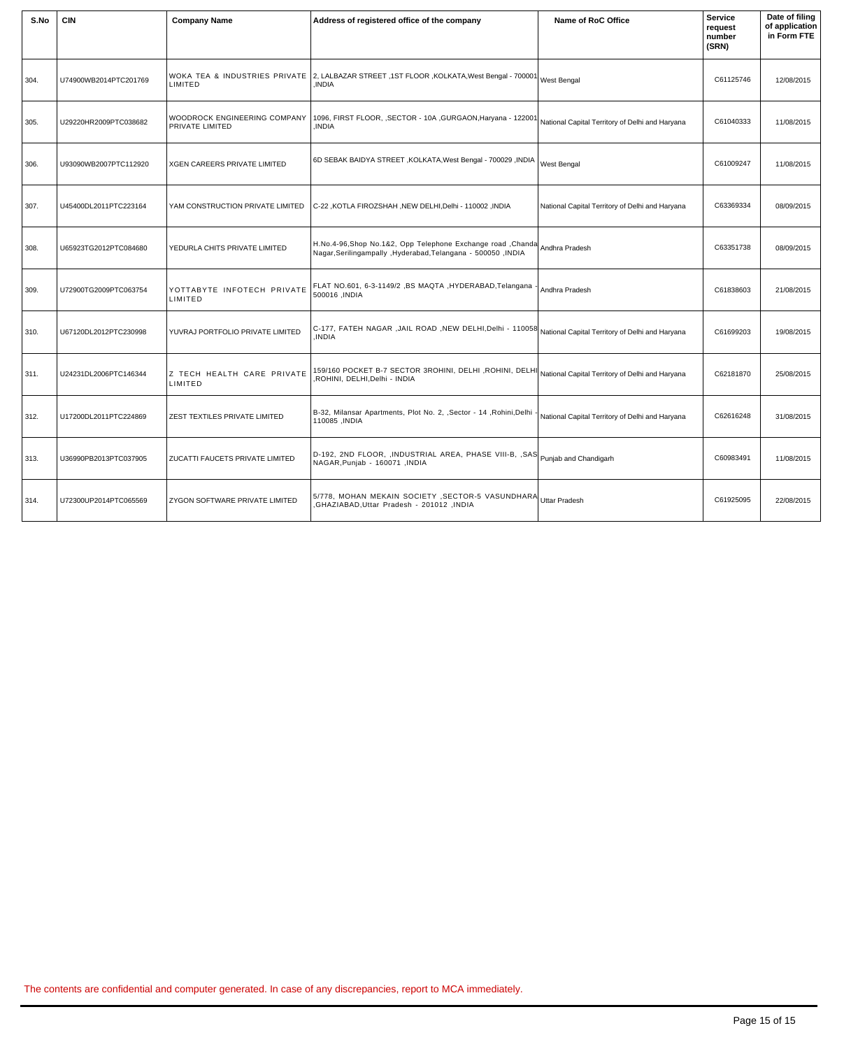| S.No | CIN | Company Name | Address of registered office of the company | Name of RoC Office | Service request number (SRN) | Date of filing of application in Form FTE |
|---|---|---|---|---|---|---|
| 304. | U74900WB2014PTC201769 | WOKA TEA & INDUSTRIES PRIVATE LIMITED | 2, LALBAZAR STREET ,1ST FLOOR ,KOLKATA,West Bengal - 700001 ,INDIA | West Bengal | C61125746 | 12/08/2015 |
| 305. | U29220HR2009PTC038682 | WOODROCK ENGINEERING COMPANY PRIVATE LIMITED | 1096, FIRST FLOOR, ,SECTOR - 10A ,GURGAON,Haryana - 122001 ,INDIA | National Capital Territory of Delhi and Haryana | C61040333 | 11/08/2015 |
| 306. | U93090WB2007PTC112920 | XGEN CAREERS PRIVATE LIMITED | 6D SEBAK BAIDYA STREET ,KOLKATA,West Bengal - 700029 ,INDIA | West Bengal | C61009247 | 11/08/2015 |
| 307. | U45400DL2011PTC223164 | YAM CONSTRUCTION PRIVATE LIMITED | C-22 ,KOTLA FIROZSHAH ,NEW DELHI,Delhi - 110002 ,INDIA | National Capital Territory of Delhi and Haryana | C63369334 | 08/09/2015 |
| 308. | U65923TG2012PTC084680 | YEDURLA CHITS PRIVATE LIMITED | H.No.4-96,Shop No.1&2, Opp Telephone Exchange road ,Chanda Nagar,Serilingampally ,Hyderabad,Telangana - 500050 ,INDIA | Andhra Pradesh | C63351738 | 08/09/2015 |
| 309. | U72900TG2009PTC063754 | YOTTABYTE INFOTECH PRIVATE LIMITED | FLAT NO.601, 6-3-1149/2 ,BS MAQTA ,HYDERABAD,Telangana - 500016 ,INDIA | Andhra Pradesh | C61838603 | 21/08/2015 |
| 310. | U67120DL2012PTC230998 | YUVRAJ PORTFOLIO PRIVATE LIMITED | C-177, FATEH NAGAR ,JAIL ROAD ,NEW DELHI,Delhi - 110058 ,INDIA | National Capital Territory of Delhi and Haryana | C61699203 | 19/08/2015 |
| 311. | U24231DL2006PTC146344 | Z TECH HEALTH CARE PRIVATE LIMITED | 159/160 POCKET B-7 SECTOR 3ROHINI, DELHI ,ROHINI, DELHI ,ROHINI, DELHI,Delhi - INDIA | National Capital Territory of Delhi and Haryana | C62181870 | 25/08/2015 |
| 312. | U17200DL2011PTC224869 | ZEST TEXTILES PRIVATE LIMITED | B-32, Milansar Apartments, Plot No. 2, ,Sector - 14 ,Rohini,Delhi - 110085 ,INDIA | National Capital Territory of Delhi and Haryana | C62616248 | 31/08/2015 |
| 313. | U36990PB2013PTC037905 | ZUCATTI FAUCETS PRIVATE LIMITED | D-192, 2ND FLOOR, ,INDUSTRIAL AREA, PHASE VIII-B, ,SAS NAGAR,Punjab - 160071 ,INDIA | Punjab and Chandigarh | C60983491 | 11/08/2015 |
| 314. | U72300UP2014PTC065569 | ZYGON SOFTWARE PRIVATE LIMITED | 5/778, MOHAN MEKAIN SOCIETY ,SECTOR-5 VASUNDHARA ,GHAZIABAD,Uttar Pradesh - 201012 ,INDIA | Uttar Pradesh | C61925095 | 22/08/2015 |

The contents are confidential and computer generated. In case of any discrepancies, report to MCA immediately.